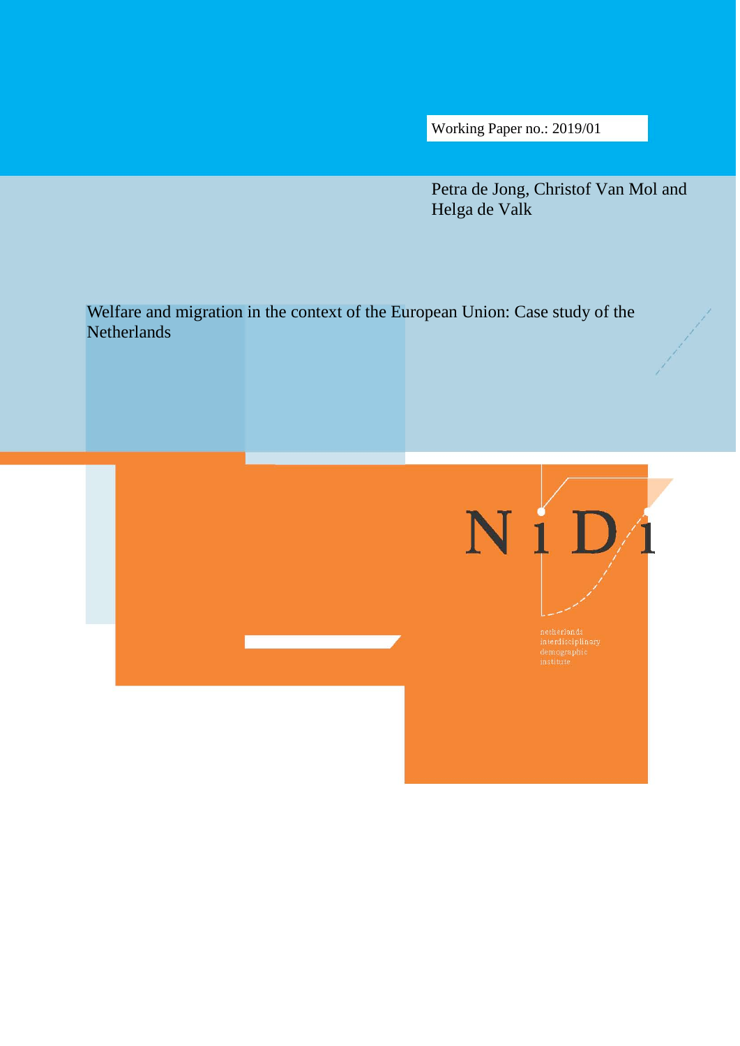Working Paper no.: 2019/01

Petra de Jong, Christof Van Mol and Helga de Valk

# Welfare and migration in the context of the European Union: Case study of the Netherlands

NiDi

netherlands interdisciplinary demographic institute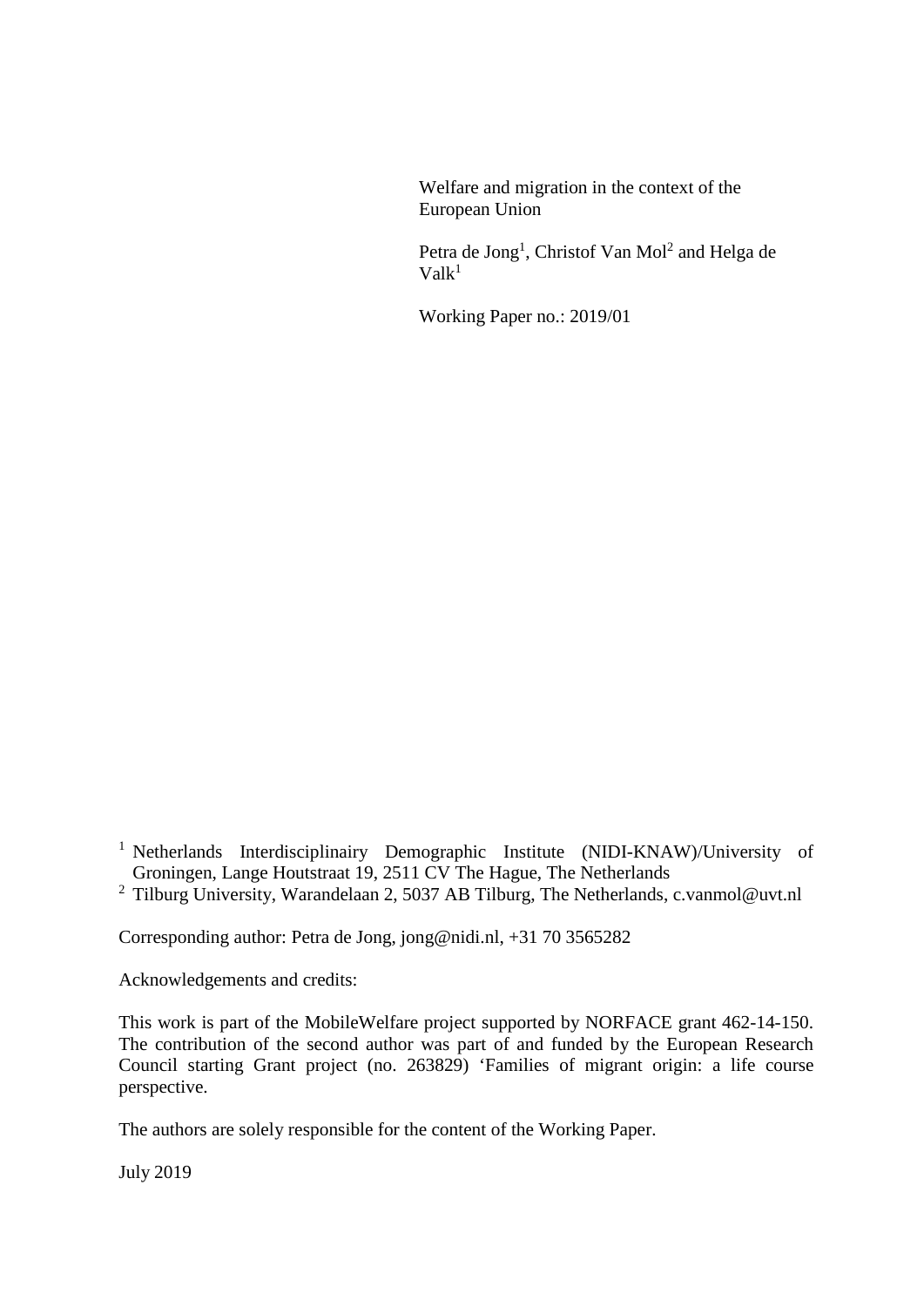Welfare and migration in the context of the European Union

Petra de Jong[1], Christof Van Mol[2] and Helga de Valk[1]

Working Paper no.: 2019/01

[1] Netherlands Interdisciplinairy Demographic Institute (NIDI-KNAW)/University of Groningen, Lange Houtstraat 19, 2511 CV The Hague, The Netherlands
[2] Tilburg University, Warandelaan 2, 5037 AB Tilburg, The Netherlands, c.vanmol@uvt.nl

Corresponding author: Petra de Jong, jong@nidi.nl, +31 70 3565282

Acknowledgements and credits:

This work is part of the MobileWelfare project supported by NORFACE grant 462-14-150. The contribution of the second author was part of and funded by the European Research Council starting Grant project (no. 263829) 'Families of migrant origin: a life course perspective.

The authors are solely responsible for the content of the Working Paper.

July 2019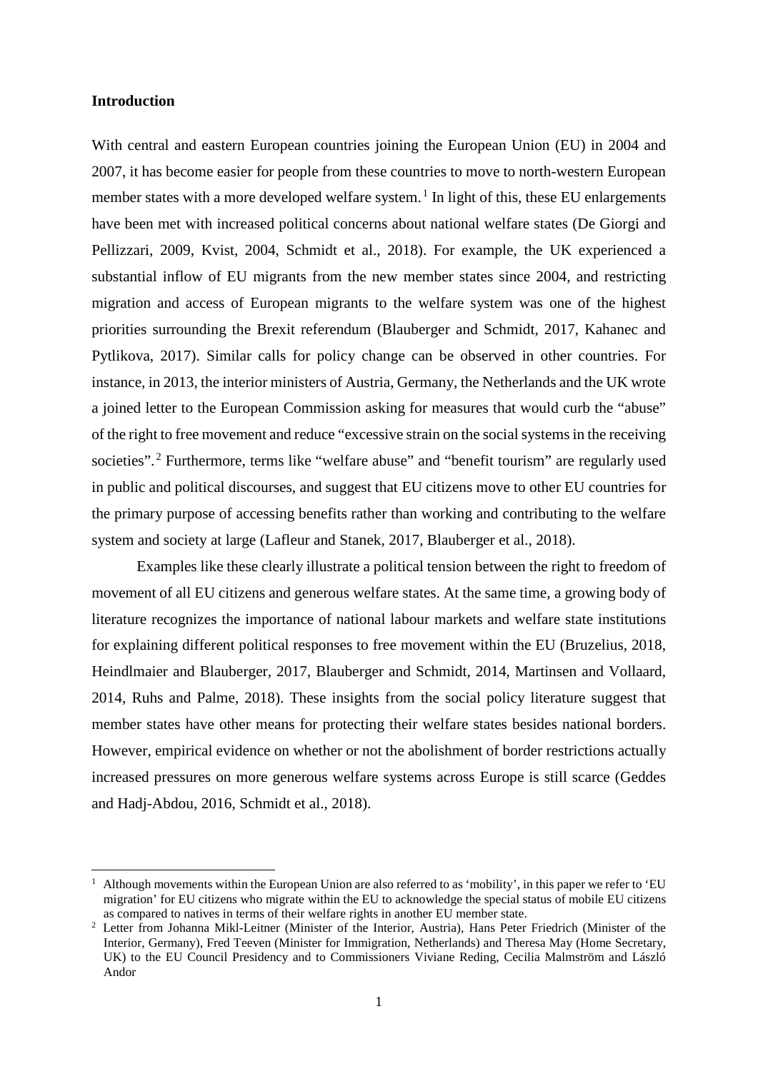## Introduction

With central and eastern European countries joining the European Union (EU) in 2004 and 2007, it has become easier for people from these countries to move to north-western European member states with a more developed welfare system.[1] In light of this, these EU enlargements have been met with increased political concerns about national welfare states (De Giorgi and Pellizzari, 2009, Kvist, 2004, Schmidt et al., 2018). For example, the UK experienced a substantial inflow of EU migrants from the new member states since 2004, and restricting migration and access of European migrants to the welfare system was one of the highest priorities surrounding the Brexit referendum (Blauberger and Schmidt, 2017, Kahanec and Pytlikova, 2017). Similar calls for policy change can be observed in other countries. For instance, in 2013, the interior ministers of Austria, Germany, the Netherlands and the UK wrote a joined letter to the European Commission asking for measures that would curb the "abuse" of the right to free movement and reduce "excessive strain on the social systems in the receiving societies".[2] Furthermore, terms like "welfare abuse" and "benefit tourism" are regularly used in public and political discourses, and suggest that EU citizens move to other EU countries for the primary purpose of accessing benefits rather than working and contributing to the welfare system and society at large (Lafleur and Stanek, 2017, Blauberger et al., 2018).

Examples like these clearly illustrate a political tension between the right to freedom of movement of all EU citizens and generous welfare states. At the same time, a growing body of literature recognizes the importance of national labour markets and welfare state institutions for explaining different political responses to free movement within the EU (Bruzelius, 2018, Heindlmaier and Blauberger, 2017, Blauberger and Schmidt, 2014, Martinsen and Vollaard, 2014, Ruhs and Palme, 2018). These insights from the social policy literature suggest that member states have other means for protecting their welfare states besides national borders. However, empirical evidence on whether or not the abolishment of border restrictions actually increased pressures on more generous welfare systems across Europe is still scarce (Geddes and Hadj-Abdou, 2016, Schmidt et al., 2018).

[1] Although movements within the European Union are also referred to as 'mobility', in this paper we refer to 'EU migration' for EU citizens who migrate within the EU to acknowledge the special status of mobile EU citizens as compared to natives in terms of their welfare rights in another EU member state.

[2] Letter from Johanna Mikl-Leitner (Minister of the Interior, Austria), Hans Peter Friedrich (Minister of the Interior, Germany), Fred Teeven (Minister for Immigration, Netherlands) and Theresa May (Home Secretary, UK) to the EU Council Presidency and to Commissioners Viviane Reding, Cecilia Malmström and László Andor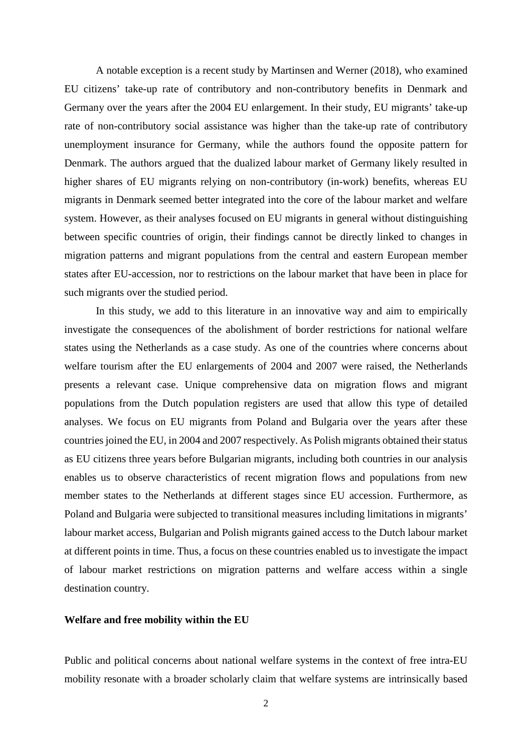A notable exception is a recent study by Martinsen and Werner (2018), who examined EU citizens' take-up rate of contributory and non-contributory benefits in Denmark and Germany over the years after the 2004 EU enlargement. In their study, EU migrants' take-up rate of non-contributory social assistance was higher than the take-up rate of contributory unemployment insurance for Germany, while the authors found the opposite pattern for Denmark. The authors argued that the dualized labour market of Germany likely resulted in higher shares of EU migrants relying on non-contributory (in-work) benefits, whereas EU migrants in Denmark seemed better integrated into the core of the labour market and welfare system. However, as their analyses focused on EU migrants in general without distinguishing between specific countries of origin, their findings cannot be directly linked to changes in migration patterns and migrant populations from the central and eastern European member states after EU-accession, nor to restrictions on the labour market that have been in place for such migrants over the studied period.

In this study, we add to this literature in an innovative way and aim to empirically investigate the consequences of the abolishment of border restrictions for national welfare states using the Netherlands as a case study. As one of the countries where concerns about welfare tourism after the EU enlargements of 2004 and 2007 were raised, the Netherlands presents a relevant case. Unique comprehensive data on migration flows and migrant populations from the Dutch population registers are used that allow this type of detailed analyses. We focus on EU migrants from Poland and Bulgaria over the years after these countries joined the EU, in 2004 and 2007 respectively. As Polish migrants obtained their status as EU citizens three years before Bulgarian migrants, including both countries in our analysis enables us to observe characteristics of recent migration flows and populations from new member states to the Netherlands at different stages since EU accession. Furthermore, as Poland and Bulgaria were subjected to transitional measures including limitations in migrants' labour market access, Bulgarian and Polish migrants gained access to the Dutch labour market at different points in time. Thus, a focus on these countries enabled us to investigate the impact of labour market restrictions on migration patterns and welfare access within a single destination country.

## Welfare and free mobility within the EU

Public and political concerns about national welfare systems in the context of free intra-EU mobility resonate with a broader scholarly claim that welfare systems are intrinsically based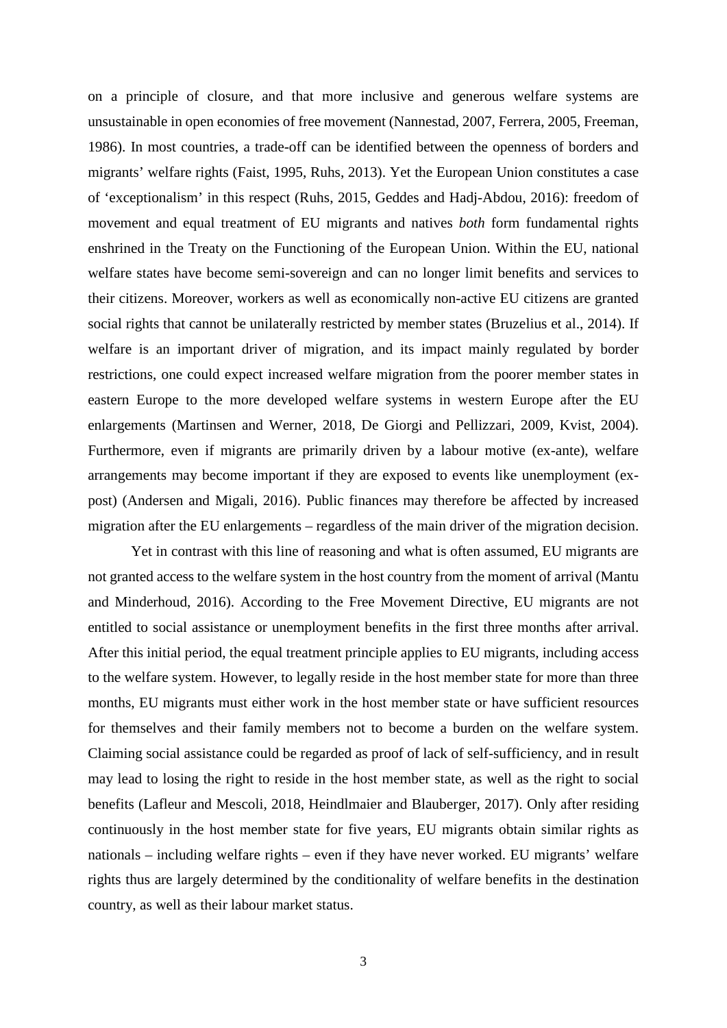on a principle of closure, and that more inclusive and generous welfare systems are unsustainable in open economies of free movement (Nannestad, 2007, Ferrera, 2005, Freeman, 1986). In most countries, a trade-off can be identified between the openness of borders and migrants' welfare rights (Faist, 1995, Ruhs, 2013). Yet the European Union constitutes a case of 'exceptionalism' in this respect (Ruhs, 2015, Geddes and Hadj-Abdou, 2016): freedom of movement and equal treatment of EU migrants and natives *both* form fundamental rights enshrined in the Treaty on the Functioning of the European Union. Within the EU, national welfare states have become semi-sovereign and can no longer limit benefits and services to their citizens. Moreover, workers as well as economically non-active EU citizens are granted social rights that cannot be unilaterally restricted by member states (Bruzelius et al., 2014). If welfare is an important driver of migration, and its impact mainly regulated by border restrictions, one could expect increased welfare migration from the poorer member states in eastern Europe to the more developed welfare systems in western Europe after the EU enlargements (Martinsen and Werner, 2018, De Giorgi and Pellizzari, 2009, Kvist, 2004). Furthermore, even if migrants are primarily driven by a labour motive (ex-ante), welfare arrangements may become important if they are exposed to events like unemployment (ex-post) (Andersen and Migali, 2016). Public finances may therefore be affected by increased migration after the EU enlargements – regardless of the main driver of the migration decision.

Yet in contrast with this line of reasoning and what is often assumed, EU migrants are not granted access to the welfare system in the host country from the moment of arrival (Mantu and Minderhoud, 2016). According to the Free Movement Directive, EU migrants are not entitled to social assistance or unemployment benefits in the first three months after arrival. After this initial period, the equal treatment principle applies to EU migrants, including access to the welfare system. However, to legally reside in the host member state for more than three months, EU migrants must either work in the host member state or have sufficient resources for themselves and their family members not to become a burden on the welfare system. Claiming social assistance could be regarded as proof of lack of self-sufficiency, and in result may lead to losing the right to reside in the host member state, as well as the right to social benefits (Lafleur and Mescoli, 2018, Heindlmaier and Blauberger, 2017). Only after residing continuously in the host member state for five years, EU migrants obtain similar rights as nationals – including welfare rights – even if they have never worked. EU migrants' welfare rights thus are largely determined by the conditionality of welfare benefits in the destination country, as well as their labour market status.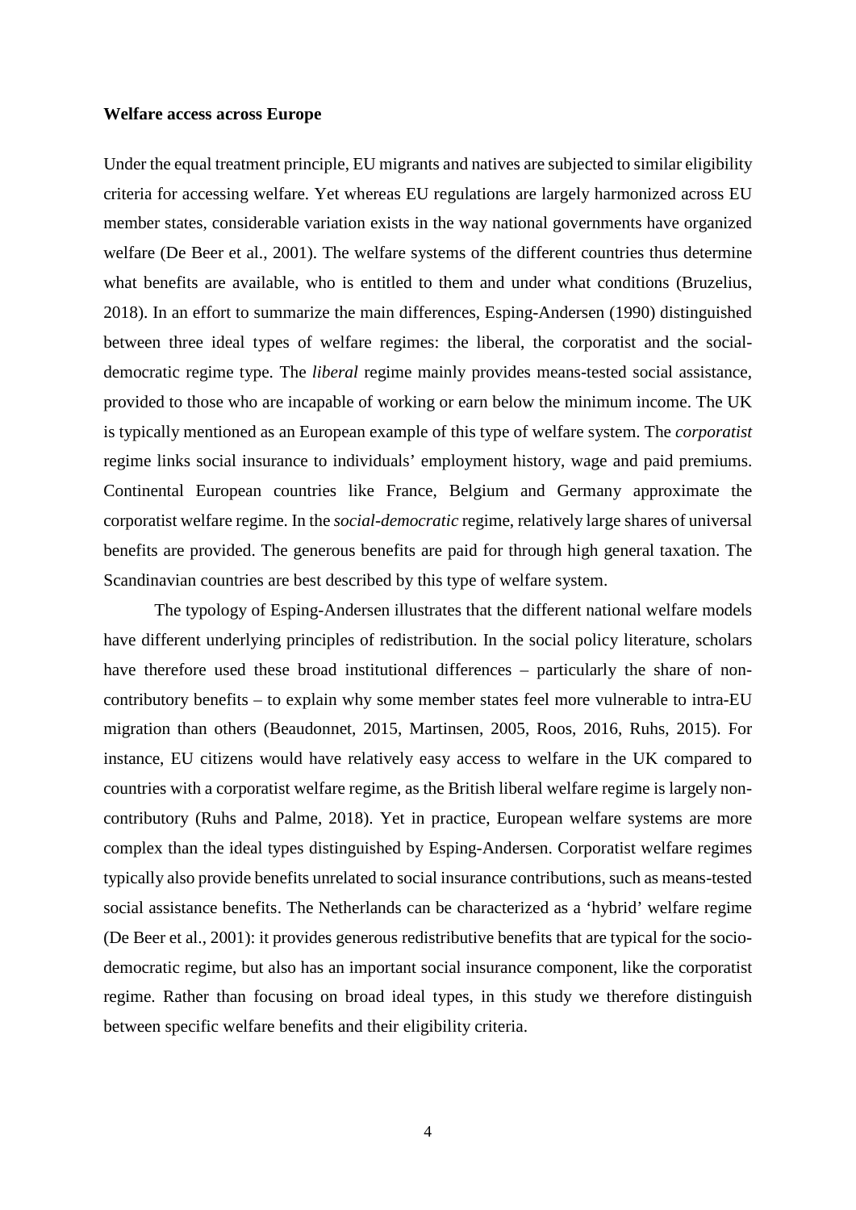**Welfare access across Europe**

Under the equal treatment principle, EU migrants and natives are subjected to similar eligibility criteria for accessing welfare. Yet whereas EU regulations are largely harmonized across EU member states, considerable variation exists in the way national governments have organized welfare (De Beer et al., 2001). The welfare systems of the different countries thus determine what benefits are available, who is entitled to them and under what conditions (Bruzelius, 2018). In an effort to summarize the main differences, Esping-Andersen (1990) distinguished between three ideal types of welfare regimes: the liberal, the corporatist and the social-democratic regime type. The *liberal* regime mainly provides means-tested social assistance, provided to those who are incapable of working or earn below the minimum income. The UK is typically mentioned as an European example of this type of welfare system. The *corporatist* regime links social insurance to individuals' employment history, wage and paid premiums. Continental European countries like France, Belgium and Germany approximate the corporatist welfare regime. In the *social-democratic* regime, relatively large shares of universal benefits are provided. The generous benefits are paid for through high general taxation. The Scandinavian countries are best described by this type of welfare system.

The typology of Esping-Andersen illustrates that the different national welfare models have different underlying principles of redistribution. In the social policy literature, scholars have therefore used these broad institutional differences – particularly the share of non-contributory benefits – to explain why some member states feel more vulnerable to intra-EU migration than others (Beaudonnet, 2015, Martinsen, 2005, Roos, 2016, Ruhs, 2015). For instance, EU citizens would have relatively easy access to welfare in the UK compared to countries with a corporatist welfare regime, as the British liberal welfare regime is largely non-contributory (Ruhs and Palme, 2018). Yet in practice, European welfare systems are more complex than the ideal types distinguished by Esping-Andersen. Corporatist welfare regimes typically also provide benefits unrelated to social insurance contributions, such as means-tested social assistance benefits. The Netherlands can be characterized as a 'hybrid' welfare regime (De Beer et al., 2001): it provides generous redistributive benefits that are typical for the socio-democratic regime, but also has an important social insurance component, like the corporatist regime. Rather than focusing on broad ideal types, in this study we therefore distinguish between specific welfare benefits and their eligibility criteria.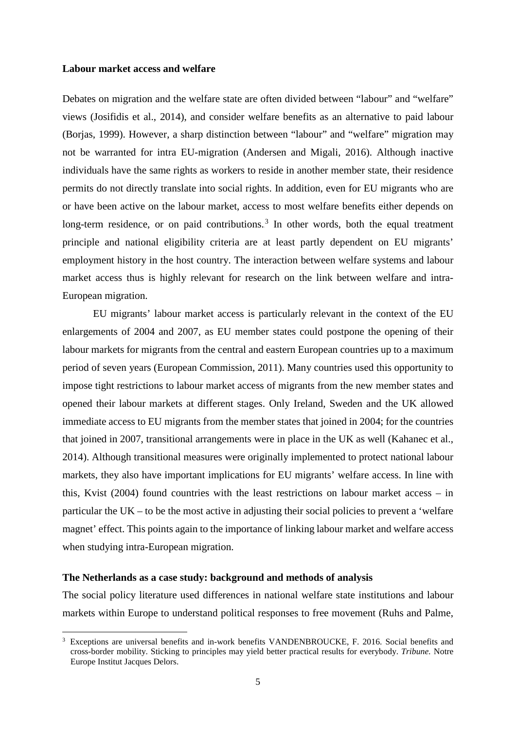**Labour market access and welfare**

Debates on migration and the welfare state are often divided between "labour" and "welfare" views (Josifidis et al., 2014), and consider welfare benefits as an alternative to paid labour (Borjas, 1999). However, a sharp distinction between "labour" and "welfare" migration may not be warranted for intra EU-migration (Andersen and Migali, 2016). Although inactive individuals have the same rights as workers to reside in another member state, their residence permits do not directly translate into social rights. In addition, even for EU migrants who are or have been active on the labour market, access to most welfare benefits either depends on long-term residence, or on paid contributions.[3] In other words, both the equal treatment principle and national eligibility criteria are at least partly dependent on EU migrants' employment history in the host country. The interaction between welfare systems and labour market access thus is highly relevant for research on the link between welfare and intra-European migration.

EU migrants' labour market access is particularly relevant in the context of the EU enlargements of 2004 and 2007, as EU member states could postpone the opening of their labour markets for migrants from the central and eastern European countries up to a maximum period of seven years (European Commission, 2011). Many countries used this opportunity to impose tight restrictions to labour market access of migrants from the new member states and opened their labour markets at different stages. Only Ireland, Sweden and the UK allowed immediate access to EU migrants from the member states that joined in 2004; for the countries that joined in 2007, transitional arrangements were in place in the UK as well (Kahanec et al., 2014). Although transitional measures were originally implemented to protect national labour markets, they also have important implications for EU migrants' welfare access. In line with this, Kvist (2004) found countries with the least restrictions on labour market access – in particular the UK – to be the most active in adjusting their social policies to prevent a 'welfare magnet' effect. This points again to the importance of linking labour market and welfare access when studying intra-European migration.

**The Netherlands as a case study: background and methods of analysis**

The social policy literature used differences in national welfare state institutions and labour markets within Europe to understand political responses to free movement (Ruhs and Palme,

[3] Exceptions are universal benefits and in-work benefits VANDENBROUCKE, F. 2016. Social benefits and cross-border mobility. Sticking to principles may yield better practical results for everybody. *Tribune.* Notre Europe Institut Jacques Delors.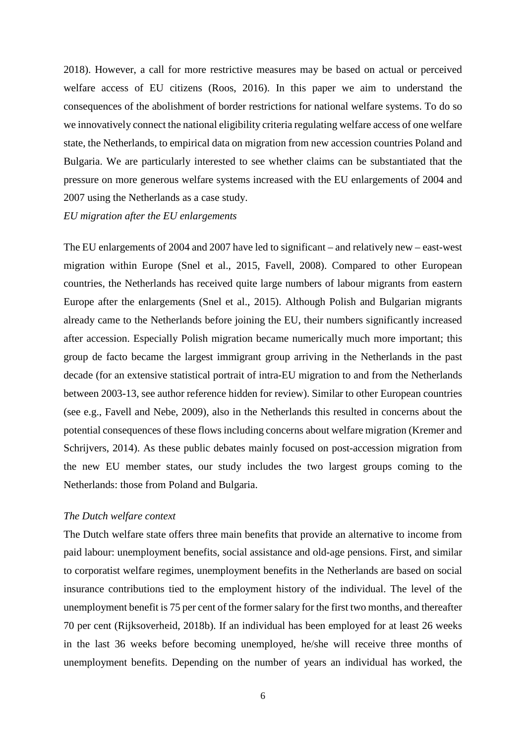2018). However, a call for more restrictive measures may be based on actual or perceived welfare access of EU citizens (Roos, 2016). In this paper we aim to understand the consequences of the abolishment of border restrictions for national welfare systems. To do so we innovatively connect the national eligibility criteria regulating welfare access of one welfare state, the Netherlands, to empirical data on migration from new accession countries Poland and Bulgaria. We are particularly interested to see whether claims can be substantiated that the pressure on more generous welfare systems increased with the EU enlargements of 2004 and 2007 using the Netherlands as a case study.

*EU migration after the EU enlargements*

The EU enlargements of 2004 and 2007 have led to significant – and relatively new – east-west migration within Europe (Snel et al., 2015, Favell, 2008). Compared to other European countries, the Netherlands has received quite large numbers of labour migrants from eastern Europe after the enlargements (Snel et al., 2015). Although Polish and Bulgarian migrants already came to the Netherlands before joining the EU, their numbers significantly increased after accession. Especially Polish migration became numerically much more important; this group de facto became the largest immigrant group arriving in the Netherlands in the past decade (for an extensive statistical portrait of intra-EU migration to and from the Netherlands between 2003-13, see author reference hidden for review). Similar to other European countries (see e.g., Favell and Nebe, 2009), also in the Netherlands this resulted in concerns about the potential consequences of these flows including concerns about welfare migration (Kremer and Schrijvers, 2014). As these public debates mainly focused on post-accession migration from the new EU member states, our study includes the two largest groups coming to the Netherlands: those from Poland and Bulgaria.

*The Dutch welfare context*

The Dutch welfare state offers three main benefits that provide an alternative to income from paid labour: unemployment benefits, social assistance and old-age pensions. First, and similar to corporatist welfare regimes, unemployment benefits in the Netherlands are based on social insurance contributions tied to the employment history of the individual. The level of the unemployment benefit is 75 per cent of the former salary for the first two months, and thereafter 70 per cent (Rijksoverheid, 2018b). If an individual has been employed for at least 26 weeks in the last 36 weeks before becoming unemployed, he/she will receive three months of unemployment benefits. Depending on the number of years an individual has worked, the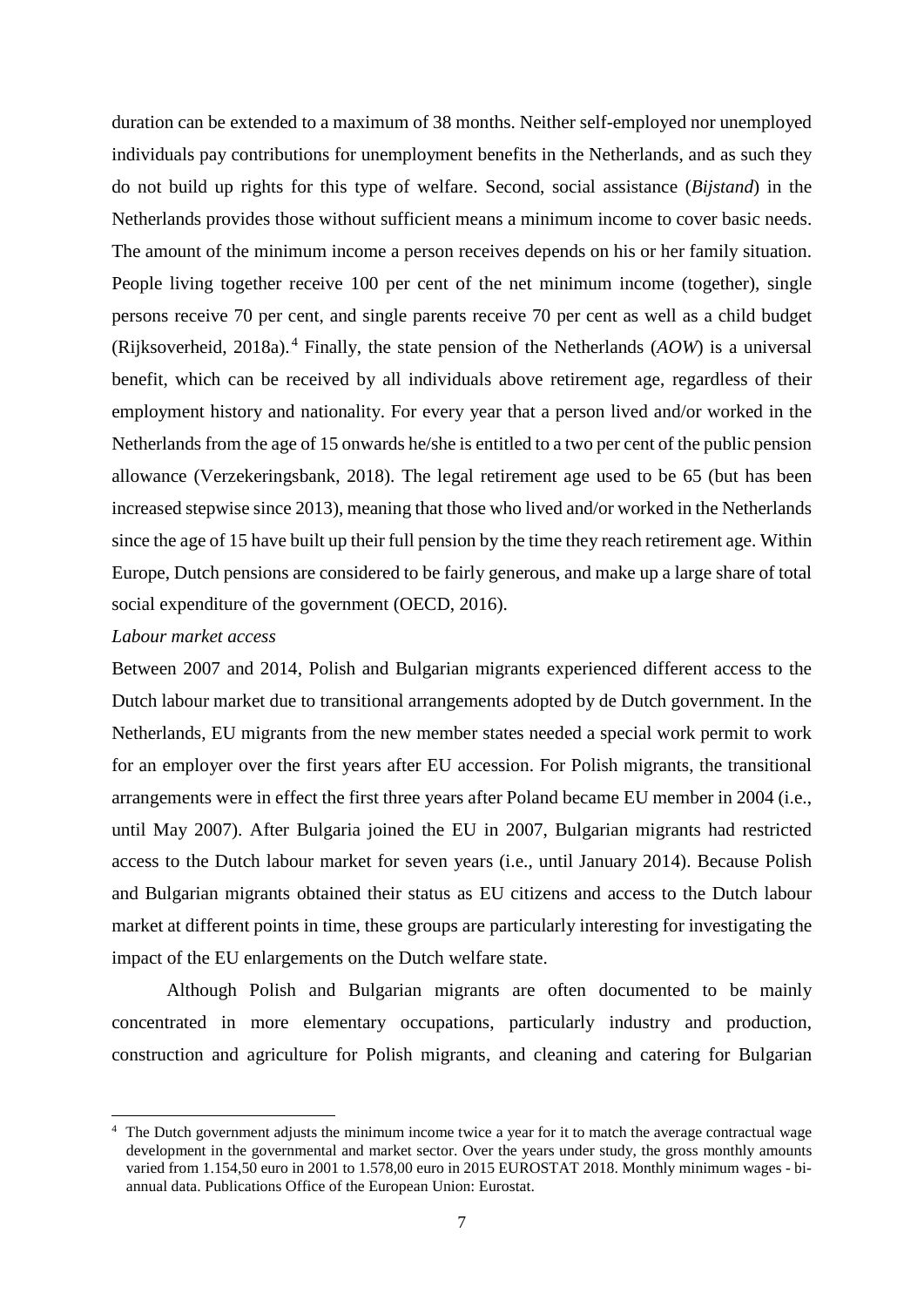duration can be extended to a maximum of 38 months. Neither self-employed nor unemployed individuals pay contributions for unemployment benefits in the Netherlands, and as such they do not build up rights for this type of welfare. Second, social assistance (*Bijstand*) in the Netherlands provides those without sufficient means a minimum income to cover basic needs. The amount of the minimum income a person receives depends on his or her family situation. People living together receive 100 per cent of the net minimum income (together), single persons receive 70 per cent, and single parents receive 70 per cent as well as a child budget (Rijksoverheid, 2018a).[4] Finally, the state pension of the Netherlands (*AOW*) is a universal benefit, which can be received by all individuals above retirement age, regardless of their employment history and nationality. For every year that a person lived and/or worked in the Netherlands from the age of 15 onwards he/she is entitled to a two per cent of the public pension allowance (Verzekeringsbank, 2018). The legal retirement age used to be 65 (but has been increased stepwise since 2013), meaning that those who lived and/or worked in the Netherlands since the age of 15 have built up their full pension by the time they reach retirement age. Within Europe, Dutch pensions are considered to be fairly generous, and make up a large share of total social expenditure of the government (OECD, 2016).

*Labour market access*

Between 2007 and 2014, Polish and Bulgarian migrants experienced different access to the Dutch labour market due to transitional arrangements adopted by de Dutch government. In the Netherlands, EU migrants from the new member states needed a special work permit to work for an employer over the first years after EU accession. For Polish migrants, the transitional arrangements were in effect the first three years after Poland became EU member in 2004 (i.e., until May 2007). After Bulgaria joined the EU in 2007, Bulgarian migrants had restricted access to the Dutch labour market for seven years (i.e., until January 2014). Because Polish and Bulgarian migrants obtained their status as EU citizens and access to the Dutch labour market at different points in time, these groups are particularly interesting for investigating the impact of the EU enlargements on the Dutch welfare state.

Although Polish and Bulgarian migrants are often documented to be mainly concentrated in more elementary occupations, particularly industry and production, construction and agriculture for Polish migrants, and cleaning and catering for Bulgarian

[4] The Dutch government adjusts the minimum income twice a year for it to match the average contractual wage development in the governmental and market sector. Over the years under study, the gross monthly amounts varied from 1.154,50 euro in 2001 to 1.578,00 euro in 2015 EUROSTAT 2018. Monthly minimum wages - bi-annual data. Publications Office of the European Union: Eurostat.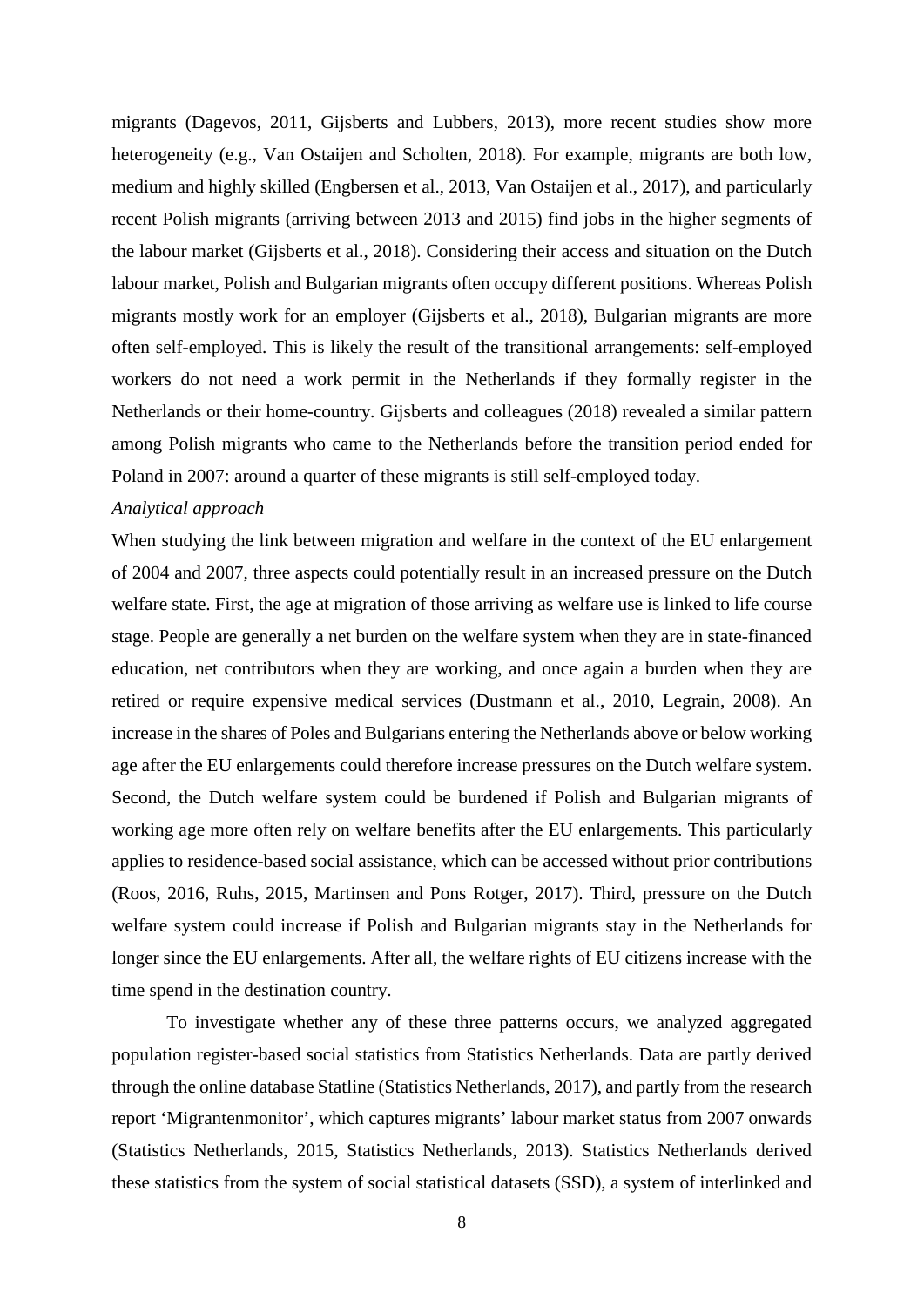migrants (Dagevos, 2011, Gijsberts and Lubbers, 2013), more recent studies show more heterogeneity (e.g., Van Ostaijen and Scholten, 2018). For example, migrants are both low, medium and highly skilled (Engbersen et al., 2013, Van Ostaijen et al., 2017), and particularly recent Polish migrants (arriving between 2013 and 2015) find jobs in the higher segments of the labour market (Gijsberts et al., 2018). Considering their access and situation on the Dutch labour market, Polish and Bulgarian migrants often occupy different positions. Whereas Polish migrants mostly work for an employer (Gijsberts et al., 2018), Bulgarian migrants are more often self-employed. This is likely the result of the transitional arrangements: self-employed workers do not need a work permit in the Netherlands if they formally register in the Netherlands or their home-country. Gijsberts and colleagues (2018) revealed a similar pattern among Polish migrants who came to the Netherlands before the transition period ended for Poland in 2007: around a quarter of these migrants is still self-employed today.

*Analytical approach*

When studying the link between migration and welfare in the context of the EU enlargement of 2004 and 2007, three aspects could potentially result in an increased pressure on the Dutch welfare state. First, the age at migration of those arriving as welfare use is linked to life course stage. People are generally a net burden on the welfare system when they are in state-financed education, net contributors when they are working, and once again a burden when they are retired or require expensive medical services (Dustmann et al., 2010, Legrain, 2008). An increase in the shares of Poles and Bulgarians entering the Netherlands above or below working age after the EU enlargements could therefore increase pressures on the Dutch welfare system. Second, the Dutch welfare system could be burdened if Polish and Bulgarian migrants of working age more often rely on welfare benefits after the EU enlargements. This particularly applies to residence-based social assistance, which can be accessed without prior contributions (Roos, 2016, Ruhs, 2015, Martinsen and Pons Rotger, 2017). Third, pressure on the Dutch welfare system could increase if Polish and Bulgarian migrants stay in the Netherlands for longer since the EU enlargements. After all, the welfare rights of EU citizens increase with the time spend in the destination country.

To investigate whether any of these three patterns occurs, we analyzed aggregated population register-based social statistics from Statistics Netherlands. Data are partly derived through the online database Statline (Statistics Netherlands, 2017), and partly from the research report 'Migrantenmonitor', which captures migrants' labour market status from 2007 onwards (Statistics Netherlands, 2015, Statistics Netherlands, 2013). Statistics Netherlands derived these statistics from the system of social statistical datasets (SSD), a system of interlinked and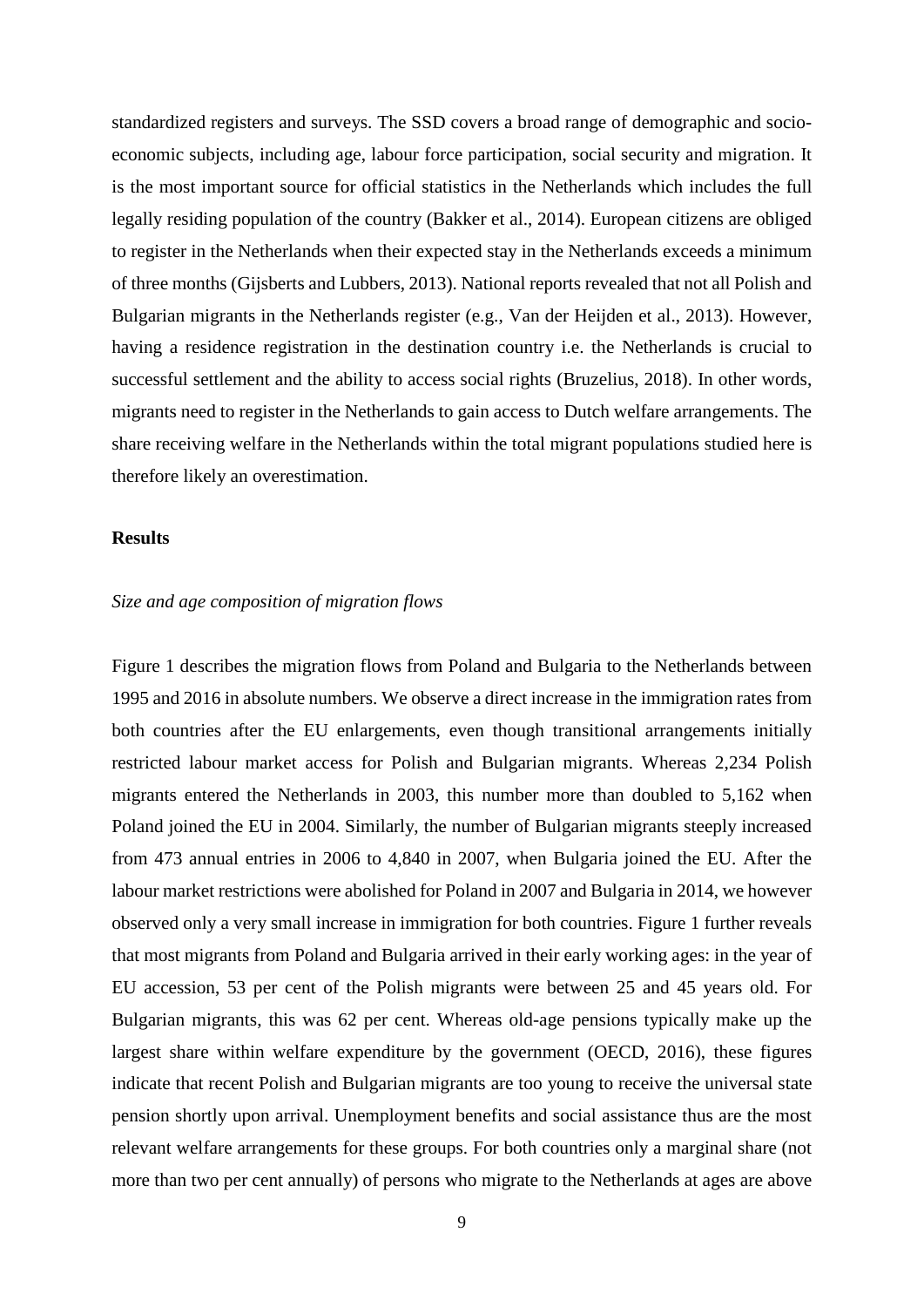standardized registers and surveys. The SSD covers a broad range of demographic and socio-economic subjects, including age, labour force participation, social security and migration. It is the most important source for official statistics in the Netherlands which includes the full legally residing population of the country (Bakker et al., 2014). European citizens are obliged to register in the Netherlands when their expected stay in the Netherlands exceeds a minimum of three months (Gijsberts and Lubbers, 2013). National reports revealed that not all Polish and Bulgarian migrants in the Netherlands register (e.g., Van der Heijden et al., 2013). However, having a residence registration in the destination country i.e. the Netherlands is crucial to successful settlement and the ability to access social rights (Bruzelius, 2018). In other words, migrants need to register in the Netherlands to gain access to Dutch welfare arrangements. The share receiving welfare in the Netherlands within the total migrant populations studied here is therefore likely an overestimation.

## Results

### *Size and age composition of migration flows*

Figure 1 describes the migration flows from Poland and Bulgaria to the Netherlands between 1995 and 2016 in absolute numbers. We observe a direct increase in the immigration rates from both countries after the EU enlargements, even though transitional arrangements initially restricted labour market access for Polish and Bulgarian migrants. Whereas 2,234 Polish migrants entered the Netherlands in 2003, this number more than doubled to 5,162 when Poland joined the EU in 2004. Similarly, the number of Bulgarian migrants steeply increased from 473 annual entries in 2006 to 4,840 in 2007, when Bulgaria joined the EU. After the labour market restrictions were abolished for Poland in 2007 and Bulgaria in 2014, we however observed only a very small increase in immigration for both countries. Figure 1 further reveals that most migrants from Poland and Bulgaria arrived in their early working ages: in the year of EU accession, 53 per cent of the Polish migrants were between 25 and 45 years old. For Bulgarian migrants, this was 62 per cent. Whereas old-age pensions typically make up the largest share within welfare expenditure by the government (OECD, 2016), these figures indicate that recent Polish and Bulgarian migrants are too young to receive the universal state pension shortly upon arrival. Unemployment benefits and social assistance thus are the most relevant welfare arrangements for these groups. For both countries only a marginal share (not more than two per cent annually) of persons who migrate to the Netherlands at ages are above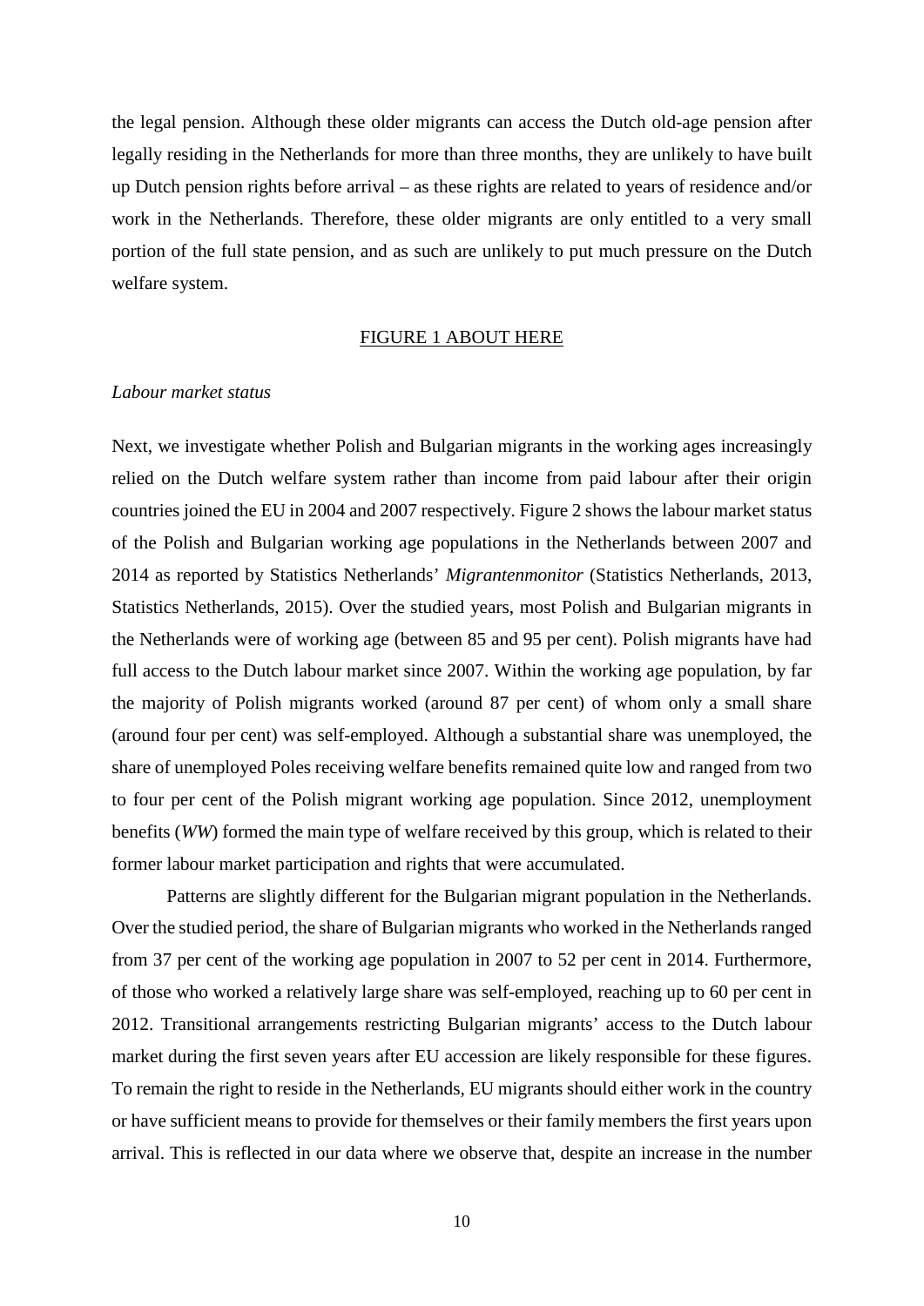the legal pension. Although these older migrants can access the Dutch old-age pension after legally residing in the Netherlands for more than three months, they are unlikely to have built up Dutch pension rights before arrival – as these rights are related to years of residence and/or work in the Netherlands. Therefore, these older migrants are only entitled to a very small portion of the full state pension, and as such are unlikely to put much pressure on the Dutch welfare system.

FIGURE 1 ABOUT HERE

*Labour market status*

Next, we investigate whether Polish and Bulgarian migrants in the working ages increasingly relied on the Dutch welfare system rather than income from paid labour after their origin countries joined the EU in 2004 and 2007 respectively. Figure 2 shows the labour market status of the Polish and Bulgarian working age populations in the Netherlands between 2007 and 2014 as reported by Statistics Netherlands' *Migrantenmonitor* (Statistics Netherlands, 2013, Statistics Netherlands, 2015). Over the studied years, most Polish and Bulgarian migrants in the Netherlands were of working age (between 85 and 95 per cent). Polish migrants have had full access to the Dutch labour market since 2007. Within the working age population, by far the majority of Polish migrants worked (around 87 per cent) of whom only a small share (around four per cent) was self-employed. Although a substantial share was unemployed, the share of unemployed Poles receiving welfare benefits remained quite low and ranged from two to four per cent of the Polish migrant working age population. Since 2012, unemployment benefits (*WW*) formed the main type of welfare received by this group, which is related to their former labour market participation and rights that were accumulated.

Patterns are slightly different for the Bulgarian migrant population in the Netherlands. Over the studied period, the share of Bulgarian migrants who worked in the Netherlands ranged from 37 per cent of the working age population in 2007 to 52 per cent in 2014. Furthermore, of those who worked a relatively large share was self-employed, reaching up to 60 per cent in 2012. Transitional arrangements restricting Bulgarian migrants' access to the Dutch labour market during the first seven years after EU accession are likely responsible for these figures. To remain the right to reside in the Netherlands, EU migrants should either work in the country or have sufficient means to provide for themselves or their family members the first years upon arrival. This is reflected in our data where we observe that, despite an increase in the number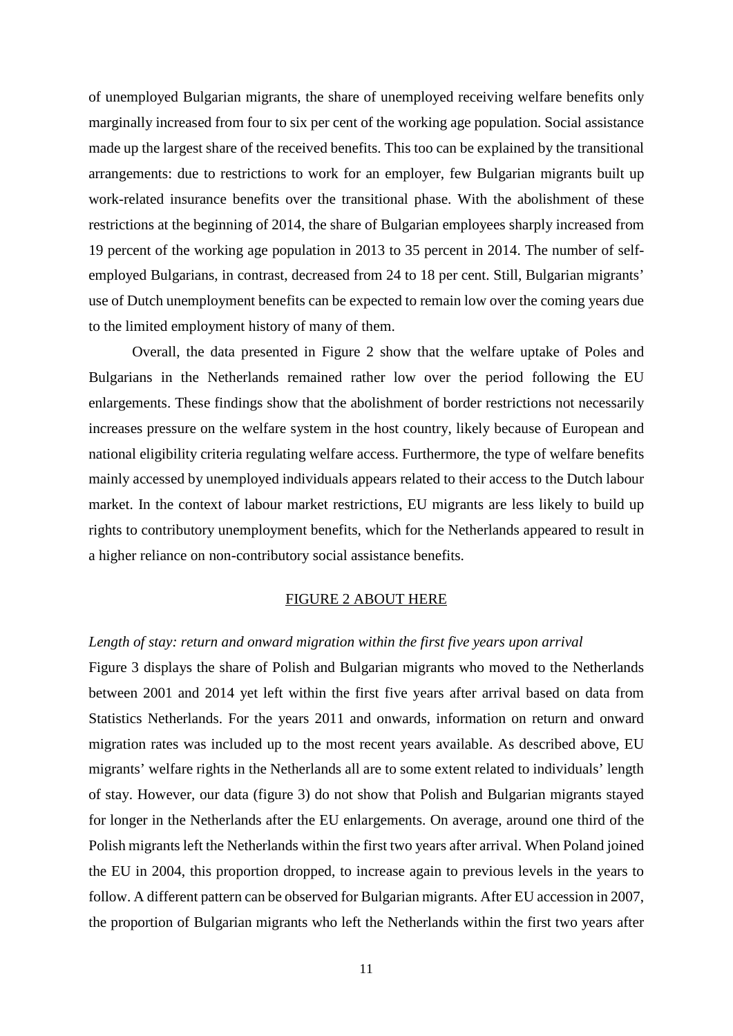of unemployed Bulgarian migrants, the share of unemployed receiving welfare benefits only marginally increased from four to six per cent of the working age population. Social assistance made up the largest share of the received benefits. This too can be explained by the transitional arrangements: due to restrictions to work for an employer, few Bulgarian migrants built up work-related insurance benefits over the transitional phase. With the abolishment of these restrictions at the beginning of 2014, the share of Bulgarian employees sharply increased from 19 percent of the working age population in 2013 to 35 percent in 2014. The number of self-employed Bulgarians, in contrast, decreased from 24 to 18 per cent. Still, Bulgarian migrants' use of Dutch unemployment benefits can be expected to remain low over the coming years due to the limited employment history of many of them.

Overall, the data presented in Figure 2 show that the welfare uptake of Poles and Bulgarians in the Netherlands remained rather low over the period following the EU enlargements. These findings show that the abolishment of border restrictions not necessarily increases pressure on the welfare system in the host country, likely because of European and national eligibility criteria regulating welfare access. Furthermore, the type of welfare benefits mainly accessed by unemployed individuals appears related to their access to the Dutch labour market. In the context of labour market restrictions, EU migrants are less likely to build up rights to contributory unemployment benefits, which for the Netherlands appeared to result in a higher reliance on non-contributory social assistance benefits.

FIGURE 2 ABOUT HERE

*Length of stay: return and onward migration within the first five years upon arrival*

Figure 3 displays the share of Polish and Bulgarian migrants who moved to the Netherlands between 2001 and 2014 yet left within the first five years after arrival based on data from Statistics Netherlands. For the years 2011 and onwards, information on return and onward migration rates was included up to the most recent years available. As described above, EU migrants' welfare rights in the Netherlands all are to some extent related to individuals' length of stay. However, our data (figure 3) do not show that Polish and Bulgarian migrants stayed for longer in the Netherlands after the EU enlargements. On average, around one third of the Polish migrants left the Netherlands within the first two years after arrival. When Poland joined the EU in 2004, this proportion dropped, to increase again to previous levels in the years to follow. A different pattern can be observed for Bulgarian migrants. After EU accession in 2007, the proportion of Bulgarian migrants who left the Netherlands within the first two years after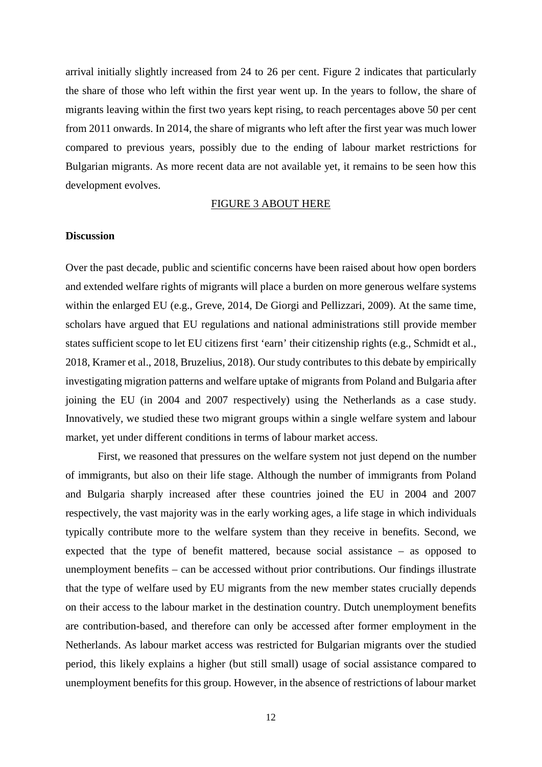arrival initially slightly increased from 24 to 26 per cent. Figure 2 indicates that particularly the share of those who left within the first year went up. In the years to follow, the share of migrants leaving within the first two years kept rising, to reach percentages above 50 per cent from 2011 onwards. In 2014, the share of migrants who left after the first year was much lower compared to previous years, possibly due to the ending of labour market restrictions for Bulgarian migrants. As more recent data are not available yet, it remains to be seen how this development evolves.

FIGURE 3 ABOUT HERE

**Discussion**

Over the past decade, public and scientific concerns have been raised about how open borders and extended welfare rights of migrants will place a burden on more generous welfare systems within the enlarged EU (e.g., Greve, 2014, De Giorgi and Pellizzari, 2009). At the same time, scholars have argued that EU regulations and national administrations still provide member states sufficient scope to let EU citizens first 'earn' their citizenship rights (e.g., Schmidt et al., 2018, Kramer et al., 2018, Bruzelius, 2018). Our study contributes to this debate by empirically investigating migration patterns and welfare uptake of migrants from Poland and Bulgaria after joining the EU (in 2004 and 2007 respectively) using the Netherlands as a case study. Innovatively, we studied these two migrant groups within a single welfare system and labour market, yet under different conditions in terms of labour market access.

First, we reasoned that pressures on the welfare system not just depend on the number of immigrants, but also on their life stage. Although the number of immigrants from Poland and Bulgaria sharply increased after these countries joined the EU in 2004 and 2007 respectively, the vast majority was in the early working ages, a life stage in which individuals typically contribute more to the welfare system than they receive in benefits. Second, we expected that the type of benefit mattered, because social assistance – as opposed to unemployment benefits – can be accessed without prior contributions. Our findings illustrate that the type of welfare used by EU migrants from the new member states crucially depends on their access to the labour market in the destination country. Dutch unemployment benefits are contribution-based, and therefore can only be accessed after former employment in the Netherlands. As labour market access was restricted for Bulgarian migrants over the studied period, this likely explains a higher (but still small) usage of social assistance compared to unemployment benefits for this group. However, in the absence of restrictions of labour market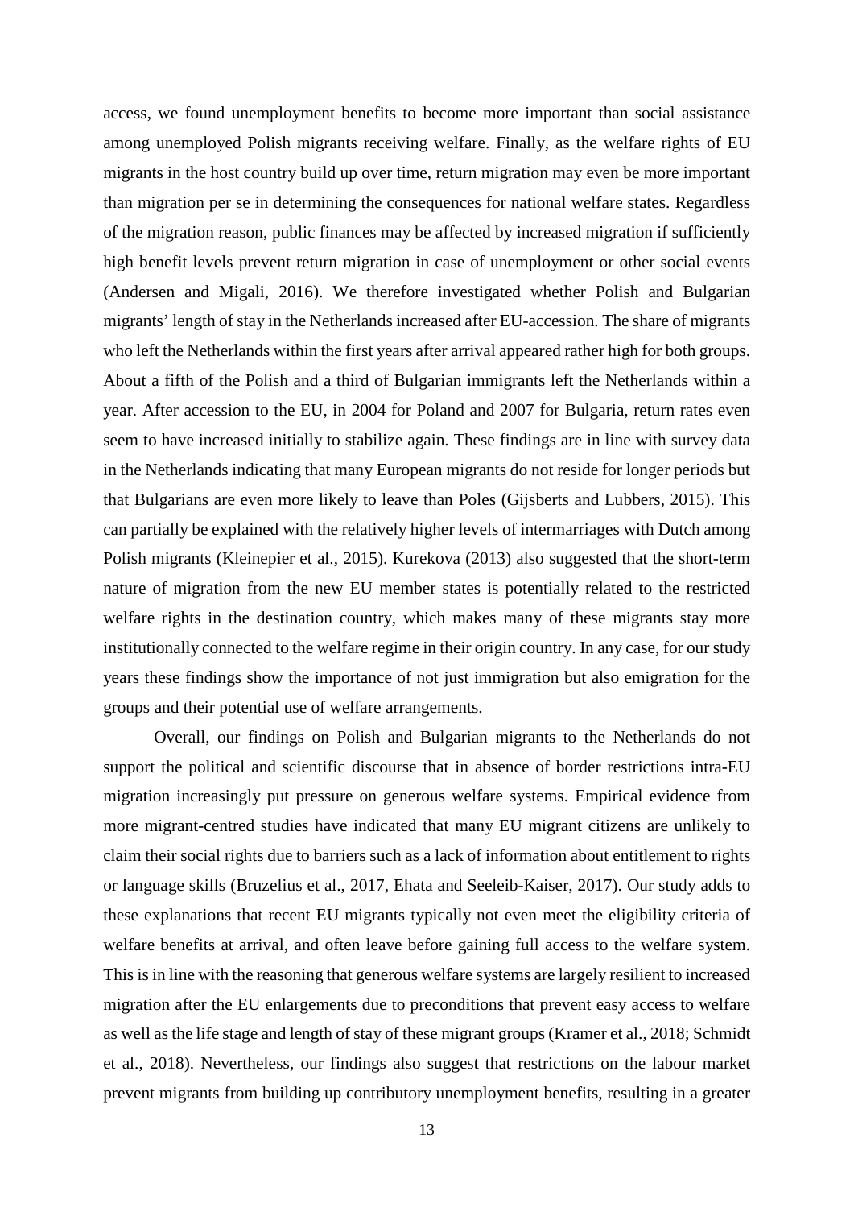access, we found unemployment benefits to become more important than social assistance among unemployed Polish migrants receiving welfare. Finally, as the welfare rights of EU migrants in the host country build up over time, return migration may even be more important than migration per se in determining the consequences for national welfare states. Regardless of the migration reason, public finances may be affected by increased migration if sufficiently high benefit levels prevent return migration in case of unemployment or other social events (Andersen and Migali, 2016). We therefore investigated whether Polish and Bulgarian migrants' length of stay in the Netherlands increased after EU-accession. The share of migrants who left the Netherlands within the first years after arrival appeared rather high for both groups. About a fifth of the Polish and a third of Bulgarian immigrants left the Netherlands within a year. After accession to the EU, in 2004 for Poland and 2007 for Bulgaria, return rates even seem to have increased initially to stabilize again. These findings are in line with survey data in the Netherlands indicating that many European migrants do not reside for longer periods but that Bulgarians are even more likely to leave than Poles (Gijsberts and Lubbers, 2015). This can partially be explained with the relatively higher levels of intermarriages with Dutch among Polish migrants (Kleinepier et al., 2015). Kurekova (2013) also suggested that the short-term nature of migration from the new EU member states is potentially related to the restricted welfare rights in the destination country, which makes many of these migrants stay more institutionally connected to the welfare regime in their origin country. In any case, for our study years these findings show the importance of not just immigration but also emigration for the groups and their potential use of welfare arrangements.

Overall, our findings on Polish and Bulgarian migrants to the Netherlands do not support the political and scientific discourse that in absence of border restrictions intra-EU migration increasingly put pressure on generous welfare systems. Empirical evidence from more migrant-centred studies have indicated that many EU migrant citizens are unlikely to claim their social rights due to barriers such as a lack of information about entitlement to rights or language skills (Bruzelius et al., 2017, Ehata and Seeleib-Kaiser, 2017). Our study adds to these explanations that recent EU migrants typically not even meet the eligibility criteria of welfare benefits at arrival, and often leave before gaining full access to the welfare system. This is in line with the reasoning that generous welfare systems are largely resilient to increased migration after the EU enlargements due to preconditions that prevent easy access to welfare as well as the life stage and length of stay of these migrant groups (Kramer et al., 2018; Schmidt et al., 2018). Nevertheless, our findings also suggest that restrictions on the labour market prevent migrants from building up contributory unemployment benefits, resulting in a greater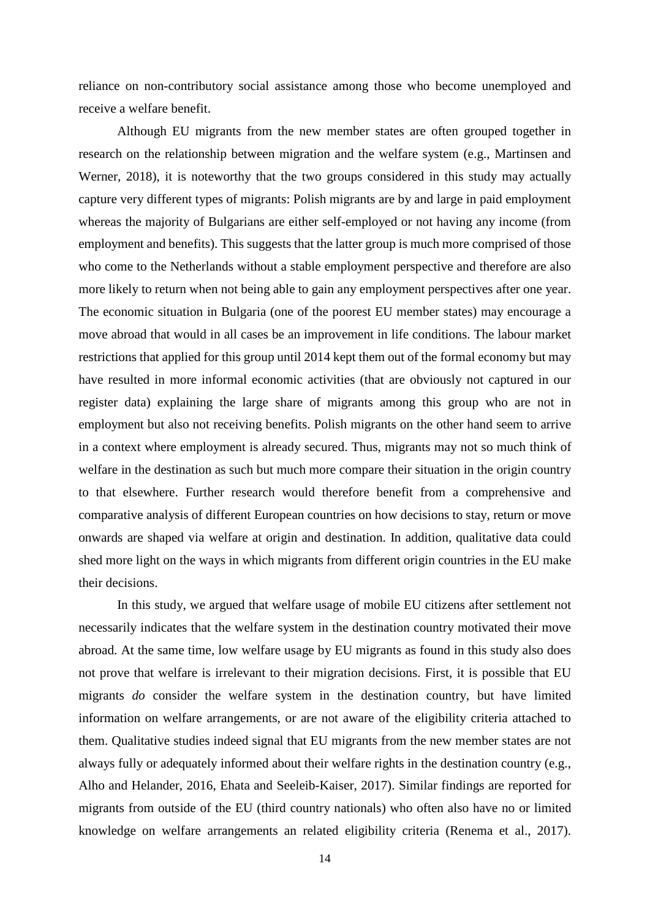reliance on non-contributory social assistance among those who become unemployed and receive a welfare benefit.

Although EU migrants from the new member states are often grouped together in research on the relationship between migration and the welfare system (e.g., Martinsen and Werner, 2018), it is noteworthy that the two groups considered in this study may actually capture very different types of migrants: Polish migrants are by and large in paid employment whereas the majority of Bulgarians are either self-employed or not having any income (from employment and benefits). This suggests that the latter group is much more comprised of those who come to the Netherlands without a stable employment perspective and therefore are also more likely to return when not being able to gain any employment perspectives after one year. The economic situation in Bulgaria (one of the poorest EU member states) may encourage a move abroad that would in all cases be an improvement in life conditions. The labour market restrictions that applied for this group until 2014 kept them out of the formal economy but may have resulted in more informal economic activities (that are obviously not captured in our register data) explaining the large share of migrants among this group who are not in employment but also not receiving benefits. Polish migrants on the other hand seem to arrive in a context where employment is already secured. Thus, migrants may not so much think of welfare in the destination as such but much more compare their situation in the origin country to that elsewhere. Further research would therefore benefit from a comprehensive and comparative analysis of different European countries on how decisions to stay, return or move onwards are shaped via welfare at origin and destination. In addition, qualitative data could shed more light on the ways in which migrants from different origin countries in the EU make their decisions.

In this study, we argued that welfare usage of mobile EU citizens after settlement not necessarily indicates that the welfare system in the destination country motivated their move abroad. At the same time, low welfare usage by EU migrants as found in this study also does not prove that welfare is irrelevant to their migration decisions. First, it is possible that EU migrants *do* consider the welfare system in the destination country, but have limited information on welfare arrangements, or are not aware of the eligibility criteria attached to them. Qualitative studies indeed signal that EU migrants from the new member states are not always fully or adequately informed about their welfare rights in the destination country (e.g., Alho and Helander, 2016, Ehata and Seeleib-Kaiser, 2017). Similar findings are reported for migrants from outside of the EU (third country nationals) who often also have no or limited knowledge on welfare arrangements an related eligibility criteria (Renema et al., 2017).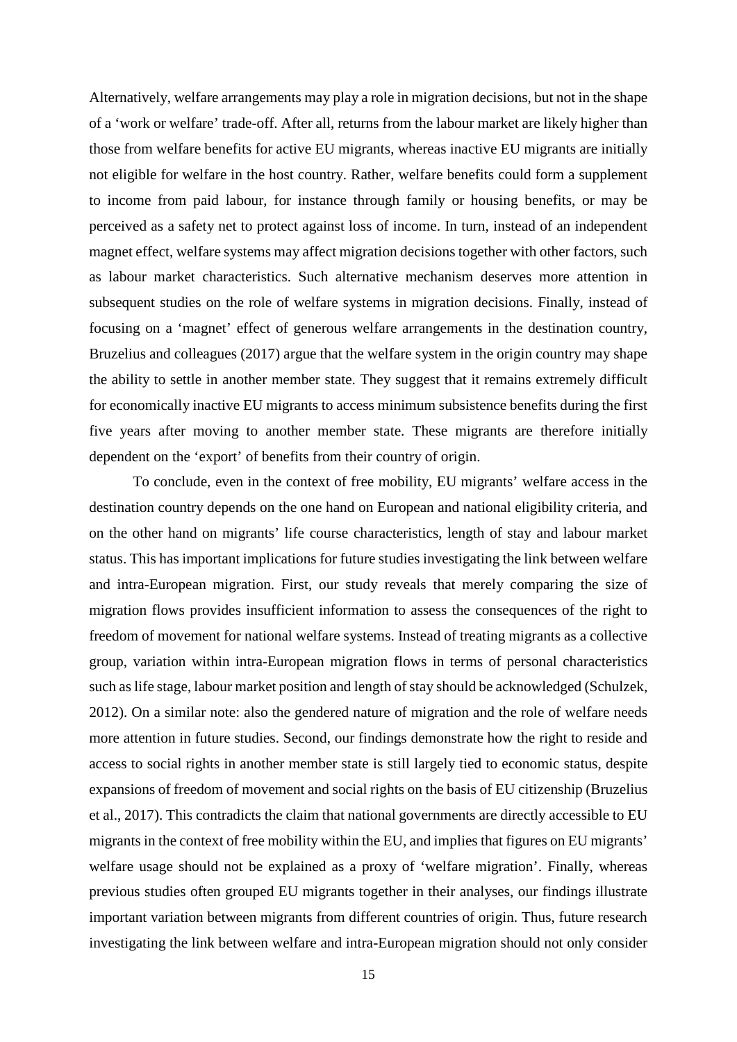Alternatively, welfare arrangements may play a role in migration decisions, but not in the shape of a 'work or welfare' trade-off. After all, returns from the labour market are likely higher than those from welfare benefits for active EU migrants, whereas inactive EU migrants are initially not eligible for welfare in the host country. Rather, welfare benefits could form a supplement to income from paid labour, for instance through family or housing benefits, or may be perceived as a safety net to protect against loss of income. In turn, instead of an independent magnet effect, welfare systems may affect migration decisions together with other factors, such as labour market characteristics. Such alternative mechanism deserves more attention in subsequent studies on the role of welfare systems in migration decisions. Finally, instead of focusing on a 'magnet' effect of generous welfare arrangements in the destination country, Bruzelius and colleagues (2017) argue that the welfare system in the origin country may shape the ability to settle in another member state. They suggest that it remains extremely difficult for economically inactive EU migrants to access minimum subsistence benefits during the first five years after moving to another member state. These migrants are therefore initially dependent on the 'export' of benefits from their country of origin.

To conclude, even in the context of free mobility, EU migrants' welfare access in the destination country depends on the one hand on European and national eligibility criteria, and on the other hand on migrants' life course characteristics, length of stay and labour market status. This has important implications for future studies investigating the link between welfare and intra-European migration. First, our study reveals that merely comparing the size of migration flows provides insufficient information to assess the consequences of the right to freedom of movement for national welfare systems. Instead of treating migrants as a collective group, variation within intra-European migration flows in terms of personal characteristics such as life stage, labour market position and length of stay should be acknowledged (Schulzek, 2012). On a similar note: also the gendered nature of migration and the role of welfare needs more attention in future studies. Second, our findings demonstrate how the right to reside and access to social rights in another member state is still largely tied to economic status, despite expansions of freedom of movement and social rights on the basis of EU citizenship (Bruzelius et al., 2017). This contradicts the claim that national governments are directly accessible to EU migrants in the context of free mobility within the EU, and implies that figures on EU migrants' welfare usage should not be explained as a proxy of 'welfare migration'. Finally, whereas previous studies often grouped EU migrants together in their analyses, our findings illustrate important variation between migrants from different countries of origin. Thus, future research investigating the link between welfare and intra-European migration should not only consider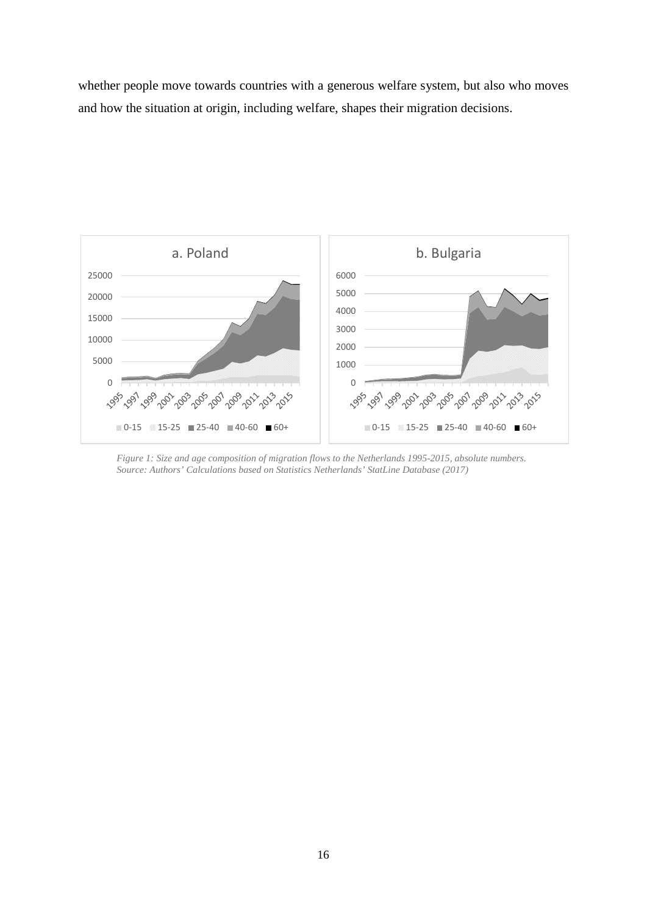whether people move towards countries with a generous welfare system, but also who moves and how the situation at origin, including welfare, shapes their migration decisions.

*Figure 1: Size and age composition of migration flows to the Netherlands 1995-2015, absolute numbers. Source: Authors' Calculations based on Statistics Netherlands' StatLine Database (2017)*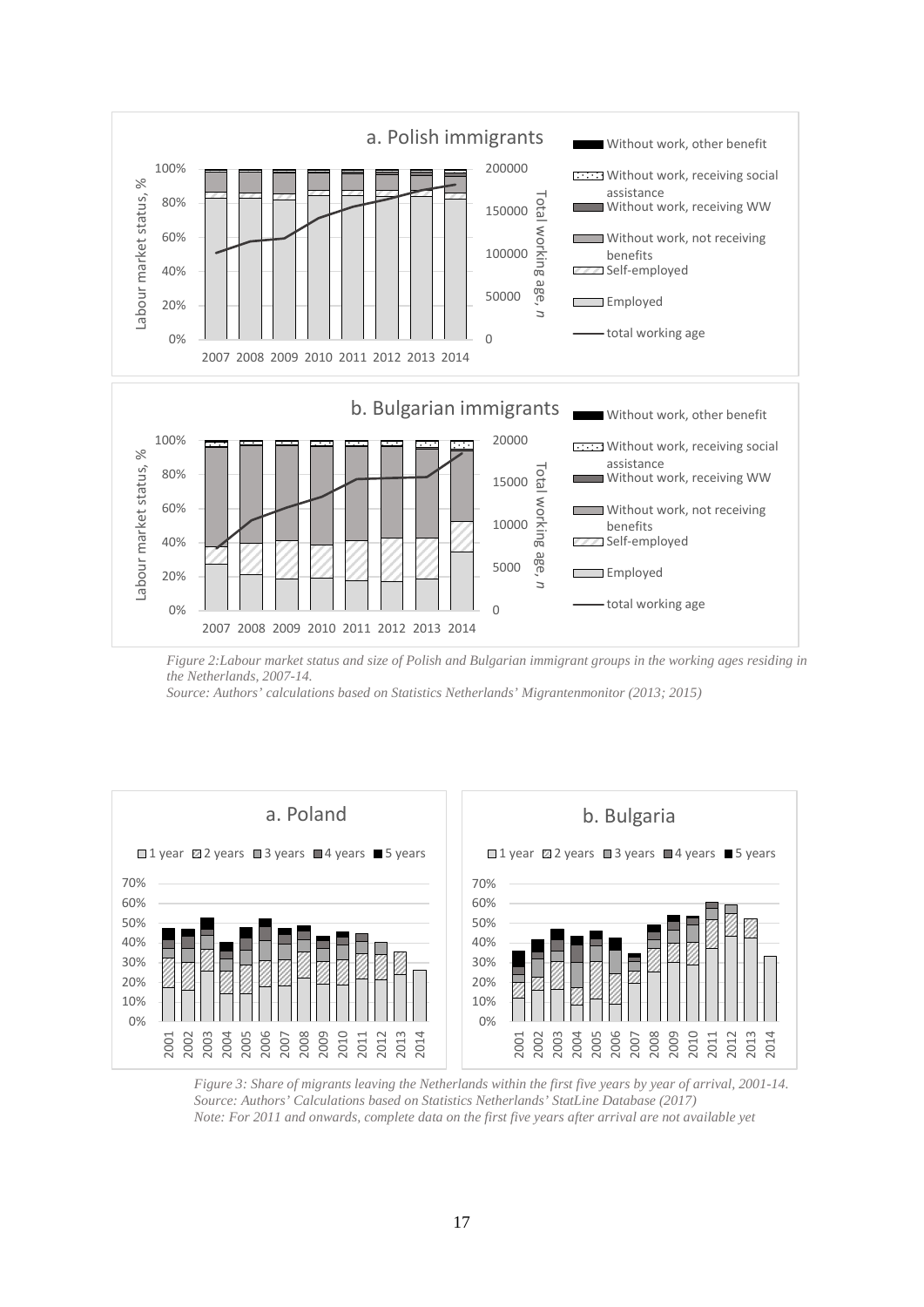*Figure 2:Labour market status and size of Polish and Bulgarian immigrant groups in the working ages residing in the Netherlands, 2007-14.*
*Source: Authors' calculations based on Statistics Netherlands' Migrantenmonitor (2013; 2015)*

*Figure 3: Share of migrants leaving the Netherlands within the first five years by year of arrival, 2001-14.*
*Source: Authors' Calculations based on Statistics Netherlands' StatLine Database (2017)*
*Note: For 2011 and onwards, complete data on the first five years after arrival are not available yet*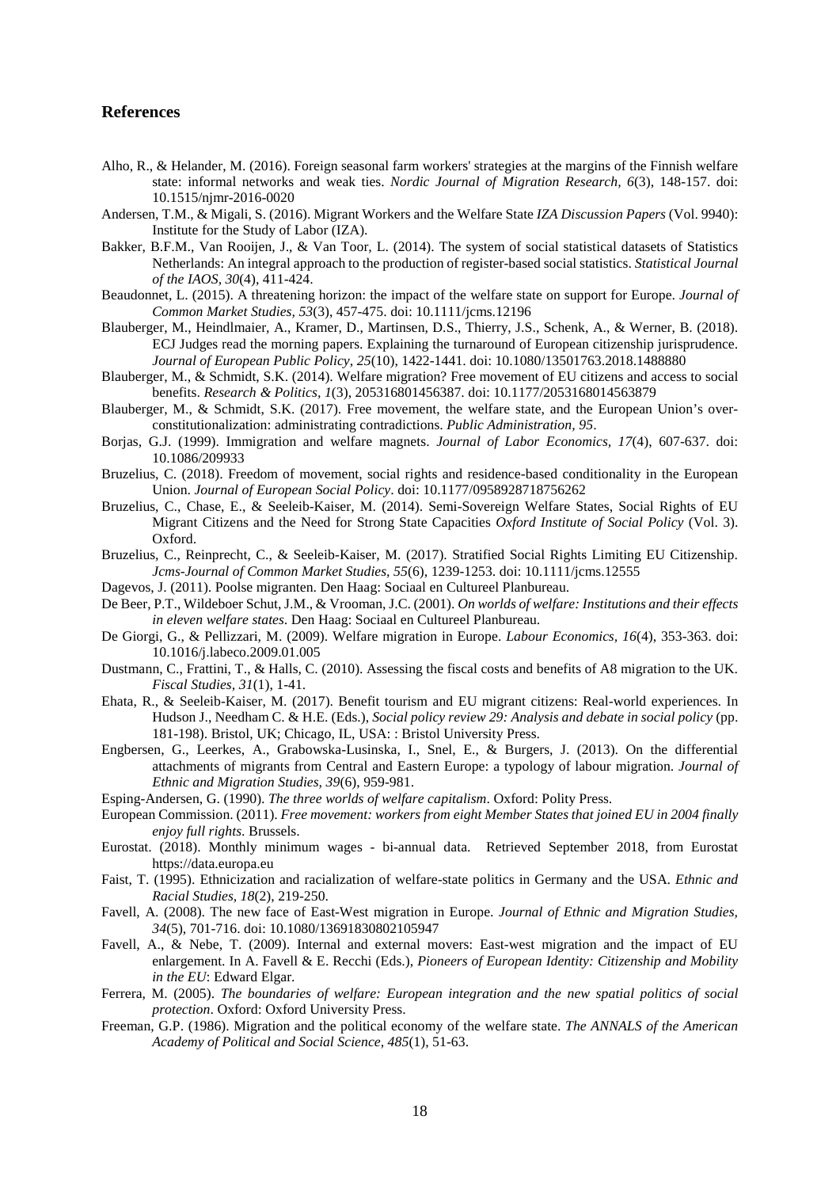## References

Alho, R., & Helander, M. (2016). Foreign seasonal farm workers' strategies at the margins of the Finnish welfare state: informal networks and weak ties. *Nordic Journal of Migration Research, 6*(3), 148-157. doi: 10.1515/njmr-2016-0020

Andersen, T.M., & Migali, S. (2016). Migrant Workers and the Welfare State *IZA Discussion Papers* (Vol. 9940): Institute for the Study of Labor (IZA).

Bakker, B.F.M., Van Rooijen, J., & Van Toor, L. (2014). The system of social statistical datasets of Statistics Netherlands: An integral approach to the production of register-based social statistics. *Statistical Journal of the IAOS, 30*(4), 411-424.

Beaudonnet, L. (2015). A threatening horizon: the impact of the welfare state on support for Europe. *Journal of Common Market Studies, 53*(3), 457-475. doi: 10.1111/jcms.12196

Blauberger, M., Heindlmaier, A., Kramer, D., Martinsen, D.S., Thierry, J.S., Schenk, A., & Werner, B. (2018). ECJ Judges read the morning papers. Explaining the turnaround of European citizenship jurisprudence. *Journal of European Public Policy, 25*(10), 1422-1441. doi: 10.1080/13501763.2018.1488880

Blauberger, M., & Schmidt, S.K. (2014). Welfare migration? Free movement of EU citizens and access to social benefits. *Research & Politics, 1*(3), 205316801456387. doi: 10.1177/2053168014563879

Blauberger, M., & Schmidt, S.K. (2017). Free movement, the welfare state, and the European Union's over-constitutionalization: administrating contradictions. *Public Administration, 95*.

Borjas, G.J. (1999). Immigration and welfare magnets. *Journal of Labor Economics, 17*(4), 607-637. doi: 10.1086/209933

Bruzelius, C. (2018). Freedom of movement, social rights and residence-based conditionality in the European Union. *Journal of European Social Policy*. doi: 10.1177/0958928718756262

Bruzelius, C., Chase, E., & Seeleib-Kaiser, M. (2014). Semi-Sovereign Welfare States, Social Rights of EU Migrant Citizens and the Need for Strong State Capacities *Oxford Institute of Social Policy* (Vol. 3). Oxford.

Bruzelius, C., Reinprecht, C., & Seeleib-Kaiser, M. (2017). Stratified Social Rights Limiting EU Citizenship. *Jcms-Journal of Common Market Studies, 55*(6), 1239-1253. doi: 10.1111/jcms.12555

Dagevos, J. (2011). Poolse migranten. Den Haag: Sociaal en Cultureel Planbureau.

De Beer, P.T., Wildeboer Schut, J.M., & Vrooman, J.C. (2001). *On worlds of welfare: Institutions and their effects in eleven welfare states*. Den Haag: Sociaal en Cultureel Planbureau.

De Giorgi, G., & Pellizzari, M. (2009). Welfare migration in Europe. *Labour Economics, 16*(4), 353-363. doi: 10.1016/j.labeco.2009.01.005

Dustmann, C., Frattini, T., & Halls, C. (2010). Assessing the fiscal costs and benefits of A8 migration to the UK. *Fiscal Studies, 31*(1), 1-41.

Ehata, R., & Seeleib-Kaiser, M. (2017). Benefit tourism and EU migrant citizens: Real-world experiences. In Hudson J., Needham C. & H.E. (Eds.), *Social policy review 29: Analysis and debate in social policy* (pp. 181-198). Bristol, UK; Chicago, IL, USA: : Bristol University Press.

Engbersen, G., Leerkes, A., Grabowska-Lusinska, I., Snel, E., & Burgers, J. (2013). On the differential attachments of migrants from Central and Eastern Europe: a typology of labour migration. *Journal of Ethnic and Migration Studies, 39*(6), 959-981.

Esping-Andersen, G. (1990). *The three worlds of welfare capitalism*. Oxford: Polity Press.

European Commission. (2011). *Free movement: workers from eight Member States that joined EU in 2004 finally enjoy full rights*. Brussels.

Eurostat. (2018). Monthly minimum wages - bi-annual data. Retrieved September 2018, from Eurostat https://data.europa.eu

Faist, T. (1995). Ethnicization and racialization of welfare-state politics in Germany and the USA. *Ethnic and Racial Studies, 18*(2), 219-250.

Favell, A. (2008). The new face of East-West migration in Europe. *Journal of Ethnic and Migration Studies, 34*(5), 701-716. doi: 10.1080/13691830802105947

Favell, A., & Nebe, T. (2009). Internal and external movers: East-west migration and the impact of EU enlargement. In A. Favell & E. Recchi (Eds.), *Pioneers of European Identity: Citizenship and Mobility in the EU*: Edward Elgar.

Ferrera, M. (2005). *The boundaries of welfare: European integration and the new spatial politics of social protection*. Oxford: Oxford University Press.

Freeman, G.P. (1986). Migration and the political economy of the welfare state. *The ANNALS of the American Academy of Political and Social Science, 485*(1), 51-63.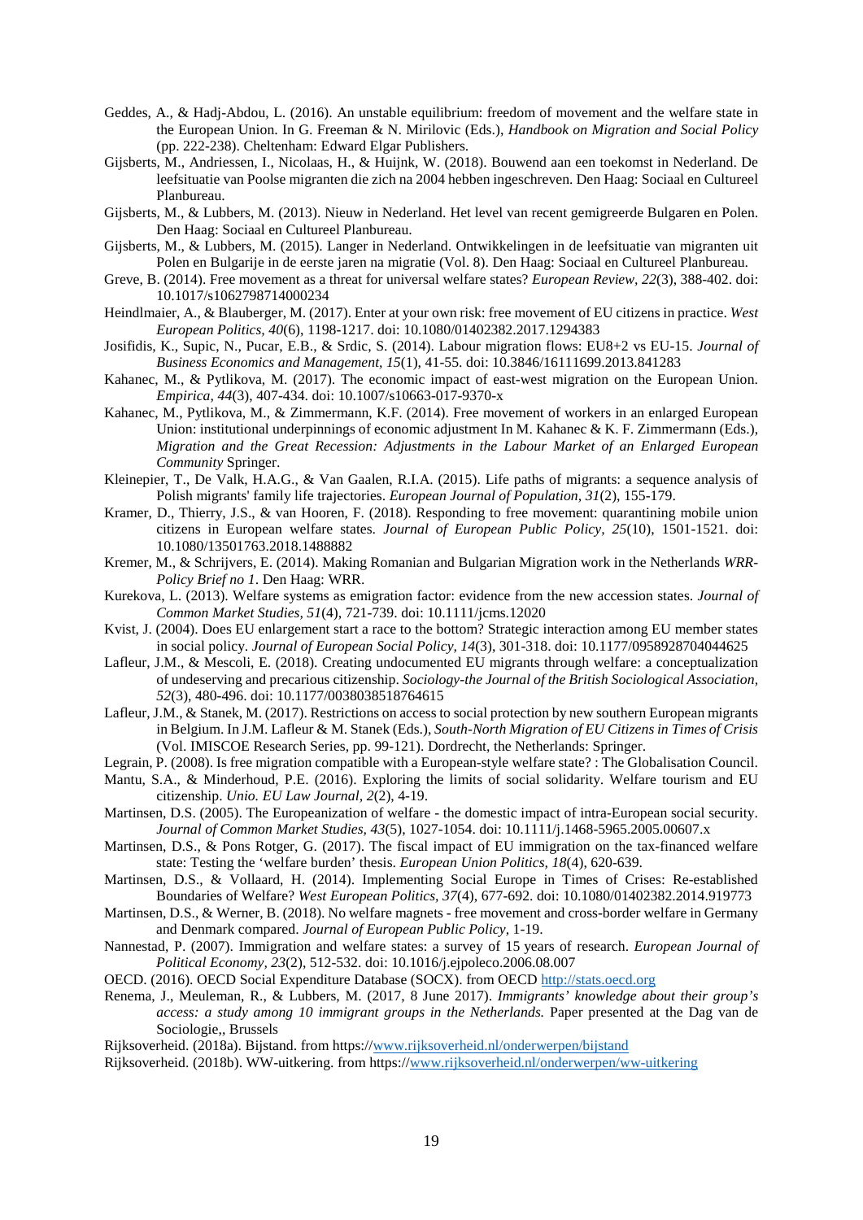Geddes, A., & Hadj-Abdou, L. (2016). An unstable equilibrium: freedom of movement and the welfare state in the European Union. In G. Freeman & N. Mirilovic (Eds.), *Handbook on Migration and Social Policy* (pp. 222-238). Cheltenham: Edward Elgar Publishers.

Gijsberts, M., Andriessen, I., Nicolaas, H., & Huijnk, W. (2018). Bouwend aan een toekomst in Nederland. De leefsituatie van Poolse migranten die zich na 2004 hebben ingeschreven. Den Haag: Sociaal en Cultureel Planbureau.

Gijsberts, M., & Lubbers, M. (2013). Nieuw in Nederland. Het level van recent gemigreerde Bulgaren en Polen. Den Haag: Sociaal en Cultureel Planbureau.

Gijsberts, M., & Lubbers, M. (2015). Langer in Nederland. Ontwikkelingen in de leefsituatie van migranten uit Polen en Bulgarije in de eerste jaren na migratie (Vol. 8). Den Haag: Sociaal en Cultureel Planbureau.

Greve, B. (2014). Free movement as a threat for universal welfare states? *European Review, 22*(3), 388-402. doi: 10.1017/s1062798714000234

Heindlmaier, A., & Blauberger, M. (2017). Enter at your own risk: free movement of EU citizens in practice. *West European Politics, 40*(6), 1198-1217. doi: 10.1080/01402382.2017.1294383

Josifidis, K., Supic, N., Pucar, E.B., & Srdic, S. (2014). Labour migration flows: EU8+2 vs EU-15. *Journal of Business Economics and Management, 15*(1), 41-55. doi: 10.3846/16111699.2013.841283

Kahanec, M., & Pytlikova, M. (2017). The economic impact of east-west migration on the European Union. *Empirica, 44*(3), 407-434. doi: 10.1007/s10663-017-9370-x

Kahanec, M., Pytlikova, M., & Zimmermann, K.F. (2014). Free movement of workers in an enlarged European Union: institutional underpinnings of economic adjustment In M. Kahanec & K. F. Zimmermann (Eds.), *Migration and the Great Recession: Adjustments in the Labour Market of an Enlarged European Community* Springer.

Kleinepier, T., De Valk, H.A.G., & Van Gaalen, R.I.A. (2015). Life paths of migrants: a sequence analysis of Polish migrants' family life trajectories. *European Journal of Population, 31*(2), 155-179.

Kramer, D., Thierry, J.S., & van Hooren, F. (2018). Responding to free movement: quarantining mobile union citizens in European welfare states. *Journal of European Public Policy, 25*(10), 1501-1521. doi: 10.1080/13501763.2018.1488882

Kremer, M., & Schrijvers, E. (2014). Making Romanian and Bulgarian Migration work in the Netherlands *WRR-Policy Brief no 1*. Den Haag: WRR.

Kurekova, L. (2013). Welfare systems as emigration factor: evidence from the new accession states. *Journal of Common Market Studies, 51*(4), 721-739. doi: 10.1111/jcms.12020

Kvist, J. (2004). Does EU enlargement start a race to the bottom? Strategic interaction among EU member states in social policy. *Journal of European Social Policy, 14*(3), 301-318. doi: 10.1177/0958928704044625

Lafleur, J.M., & Mescoli, E. (2018). Creating undocumented EU migrants through welfare: a conceptualization of undeserving and precarious citizenship. *Sociology-the Journal of the British Sociological Association, 52*(3), 480-496. doi: 10.1177/0038038518764615

Lafleur, J.M., & Stanek, M. (2017). Restrictions on access to social protection by new southern European migrants in Belgium. In J.M. Lafleur & M. Stanek (Eds.), *South-North Migration of EU Citizens in Times of Crisis* (Vol. IMISCOE Research Series, pp. 99-121). Dordrecht, the Netherlands: Springer.

Legrain, P. (2008). Is free migration compatible with a European-style welfare state? : The Globalisation Council.

Mantu, S.A., & Minderhoud, P.E. (2016). Exploring the limits of social solidarity. Welfare tourism and EU citizenship. *Unio. EU Law Journal, 2*(2), 4-19.

Martinsen, D.S. (2005). The Europeanization of welfare - the domestic impact of intra-European social security. *Journal of Common Market Studies, 43*(5), 1027-1054. doi: 10.1111/j.1468-5965.2005.00607.x

Martinsen, D.S., & Pons Rotger, G. (2017). The fiscal impact of EU immigration on the tax-financed welfare state: Testing the 'welfare burden' thesis. *European Union Politics, 18*(4), 620-639.

Martinsen, D.S., & Vollaard, H. (2014). Implementing Social Europe in Times of Crises: Re-established Boundaries of Welfare? *West European Politics, 37*(4), 677-692. doi: 10.1080/01402382.2014.919773

Martinsen, D.S., & Werner, B. (2018). No welfare magnets - free movement and cross-border welfare in Germany and Denmark compared. *Journal of European Public Policy*, 1-19.

Nannestad, P. (2007). Immigration and welfare states: a survey of 15 years of research. *European Journal of Political Economy, 23*(2), 512-532. doi: 10.1016/j.ejpoleco.2006.08.007

OECD. (2016). OECD Social Expenditure Database (SOCX). from OECD http://stats.oecd.org

Renema, J., Meuleman, R., & Lubbers, M. (2017, 8 June 2017). *Immigrants' knowledge about their group's access: a study among 10 immigrant groups in the Netherlands.* Paper presented at the Dag van de Sociologie,, Brussels

Rijksoverheid. (2018a). Bijstand. from https://www.rijksoverheid.nl/onderwerpen/bijstand

Rijksoverheid. (2018b). WW-uitkering. from https://www.rijksoverheid.nl/onderwerpen/ww-uitkering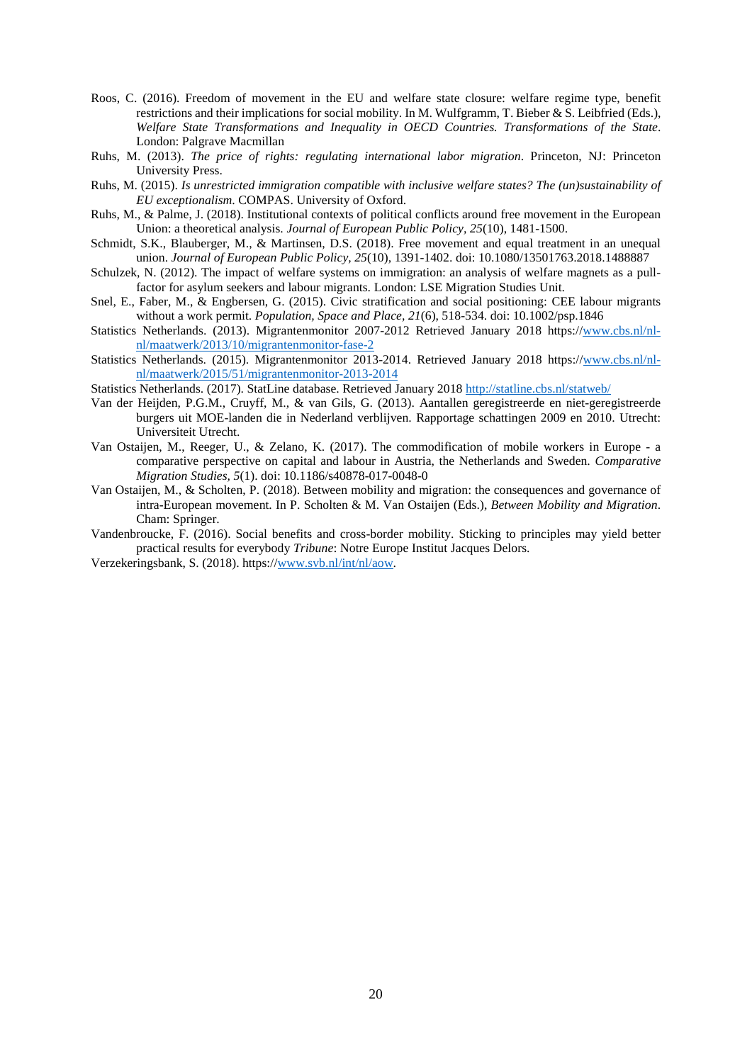Roos, C. (2016). Freedom of movement in the EU and welfare state closure: welfare regime type, benefit restrictions and their implications for social mobility. In M. Wulfgramm, T. Bieber & S. Leibfried (Eds.), *Welfare State Transformations and Inequality in OECD Countries. Transformations of the State*. London: Palgrave Macmillan

Ruhs, M. (2013). *The price of rights: regulating international labor migration*. Princeton, NJ: Princeton University Press.

Ruhs, M. (2015). *Is unrestricted immigration compatible with inclusive welfare states? The (un)sustainability of EU exceptionalism*. COMPAS. University of Oxford.

Ruhs, M., & Palme, J. (2018). Institutional contexts of political conflicts around free movement in the European Union: a theoretical analysis. *Journal of European Public Policy, 25*(10), 1481-1500.

Schmidt, S.K., Blauberger, M., & Martinsen, D.S. (2018). Free movement and equal treatment in an unequal union. *Journal of European Public Policy, 25*(10), 1391-1402. doi: 10.1080/13501763.2018.1488887

Schulzek, N. (2012). The impact of welfare systems on immigration: an analysis of welfare magnets as a pull-factor for asylum seekers and labour migrants. London: LSE Migration Studies Unit.

Snel, E., Faber, M., & Engbersen, G. (2015). Civic stratification and social positioning: CEE labour migrants without a work permit. *Population, Space and Place, 21*(6), 518-534. doi: 10.1002/psp.1846

Statistics Netherlands. (2013). Migrantenmonitor 2007-2012 Retrieved January 2018 https://www.cbs.nl/nl-nl/maatwerk/2013/10/migrantenmonitor-fase-2

Statistics Netherlands. (2015). Migrantenmonitor 2013-2014. Retrieved January 2018 https://www.cbs.nl/nl-nl/maatwerk/2015/51/migrantenmonitor-2013-2014

Statistics Netherlands. (2017). StatLine database. Retrieved January 2018 http://statline.cbs.nl/statweb/

Van der Heijden, P.G.M., Cruyff, M., & van Gils, G. (2013). Aantallen geregistreerde en niet-geregistreerde burgers uit MOE-landen die in Nederland verblijven. Rapportage schattingen 2009 en 2010. Utrecht: Universiteit Utrecht.

Van Ostaijen, M., Reeger, U., & Zelano, K. (2017). The commodification of mobile workers in Europe - a comparative perspective on capital and labour in Austria, the Netherlands and Sweden. *Comparative Migration Studies, 5*(1). doi: 10.1186/s40878-017-0048-0

Van Ostaijen, M., & Scholten, P. (2018). Between mobility and migration: the consequences and governance of intra-European movement. In P. Scholten & M. Van Ostaijen (Eds.), *Between Mobility and Migration*. Cham: Springer.

Vandenbroucke, F. (2016). Social benefits and cross-border mobility. Sticking to principles may yield better practical results for everybody *Tribune*: Notre Europe Institut Jacques Delors.

Verzekeringsbank, S. (2018). https://www.svb.nl/int/nl/aow.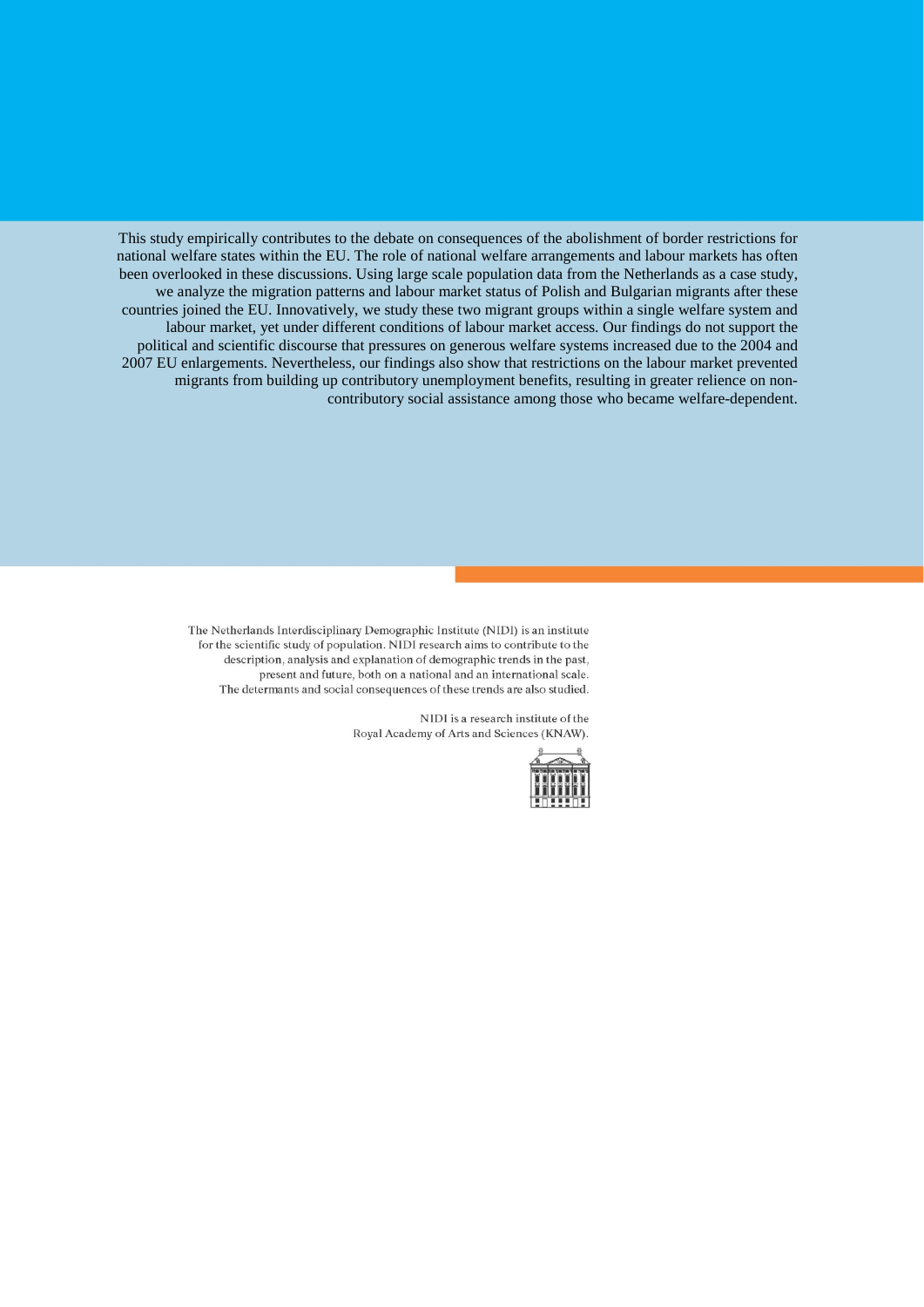This study empirically contributes to the debate on consequences of the abolishment of border restrictions for national welfare states within the EU. The role of national welfare arrangements and labour markets has often been overlooked in these discussions. Using large scale population data from the Netherlands as a case study, we analyze the migration patterns and labour market status of Polish and Bulgarian migrants after these countries joined the EU. Innovatively, we study these two migrant groups within a single welfare system and labour market, yet under different conditions of labour market access. Our findings do not support the political and scientific discourse that pressures on generous welfare systems increased due to the 2004 and 2007 EU enlargements. Nevertheless, our findings also show that restrictions on the labour market prevented migrants from building up contributory unemployment benefits, resulting in greater relience on non-contributory social assistance among those who became welfare-dependent.

The Netherlands Interdisciplinary Demographic Institute (NIDI) is an institute for the scientific study of population. NIDI research aims to contribute to the description, analysis and explanation of demographic trends in the past, present and future, both on a national and an international scale. The determants and social consequences of these trends are also studied.

NIDI is a research institute of the Royal Academy of Arts and Sciences (KNAW).